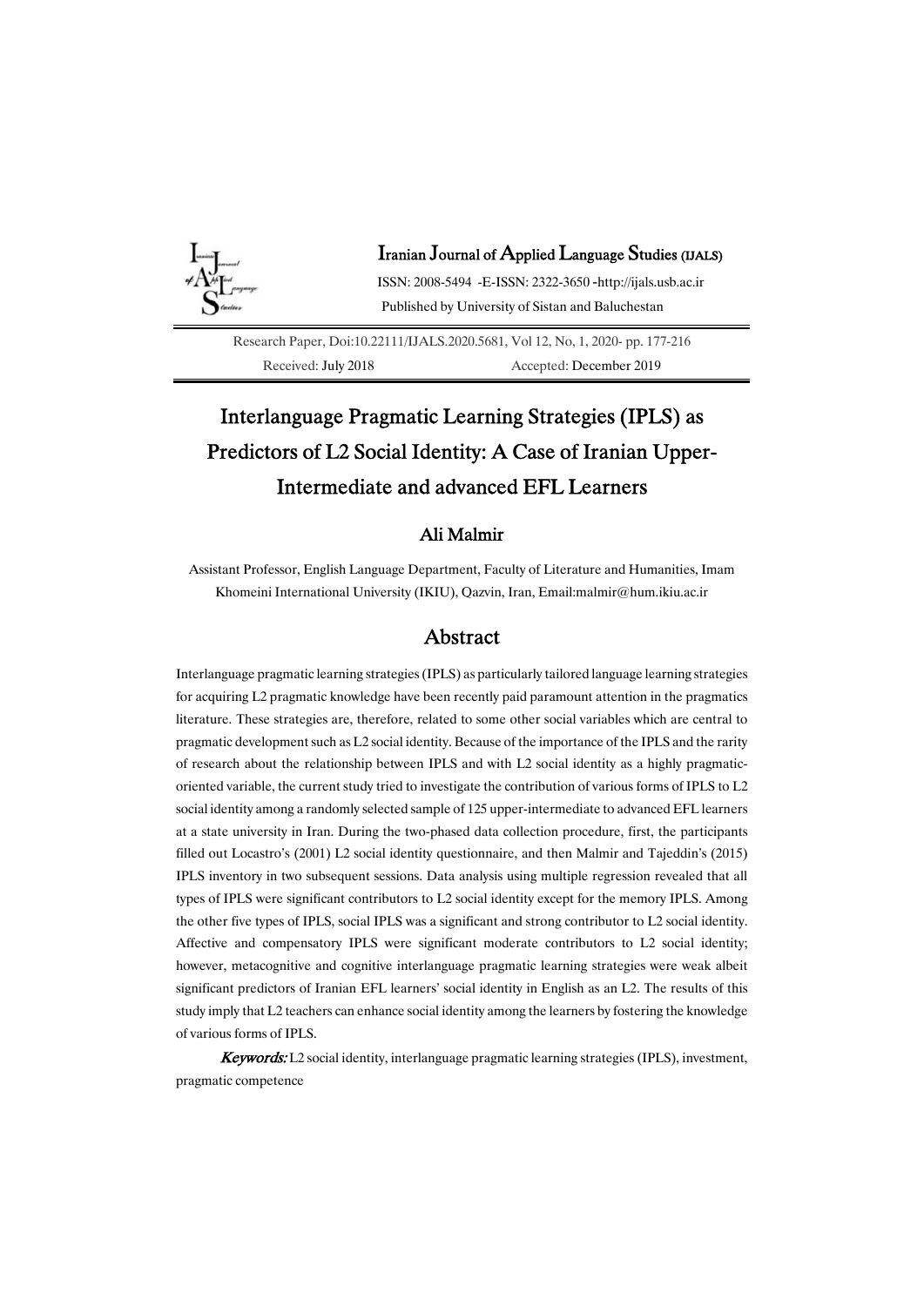Iranian Journal of Applied Language Studies (IJALS)

ISSN: 2008-5494 -E-ISSN: 2322-3650 -http://ijals.usb.ac.ir

Published by University of Sistan and Baluchestan

Research Paper, Doi:10.22111/IJALS.2020.5681, Vol 12, No, 1, 2020- pp. 177-216

Received: July 2018 Accepted: December 2019

# Interlanguage Pragmatic Learning Strategies (IPLS) as Predictors of L2 Social Identity: A Case of Iranian Upper-Intermediate and advanced EFL Learners

### Ali Malmir

Assistant Professor, English Language Department, Faculty of Literature and Humanities, Imam Khomeini International University (IKIU), Qazvin, Iran, Email:malmir@hum.ikiu.ac.ir

## Abstract

Interlanguage pragmatic learning strategies (IPLS) as particularly tailored language learning strategies for acquiring L2 pragmatic knowledge have been recently paid paramount attention in the pragmatics literature. These strategies are, therefore, related to some other social variables which are central to pragmatic development such as L2 social identity. Because of the importance of the IPLS and the rarity of research about the relationship between IPLS and with L2 social identity as a highly pragmatic-oriented variable, the current study tried to investigate the contribution of various forms of IPLS to L2 social identity among a randomly selected sample of 125 upper-intermediate to advanced EFL learners at a state university in Iran. During the two-phased data collection procedure, first, the participants filled out Locastro's (2001) L2 social identity questionnaire, and then Malmir and Tajeddin's (2015) IPLS inventory in two subsequent sessions. Data analysis using multiple regression revealed that all types of IPLS were significant contributors to L2 social identity except for the memory IPLS. Among the other five types of IPLS, social IPLS was a significant and strong contributor to L2 social identity. Affective and compensatory IPLS were significant moderate contributors to L2 social identity; however, metacognitive and cognitive interlanguage pragmatic learning strategies were weak albeit significant predictors of Iranian EFL learners' social identity in English as an L2. The results of this study imply that L2 teachers can enhance social identity among the learners by fostering the knowledge of various forms of IPLS.

***Keywords:*** L2 social identity, interlanguage pragmatic learning strategies (IPLS), investment, pragmatic competence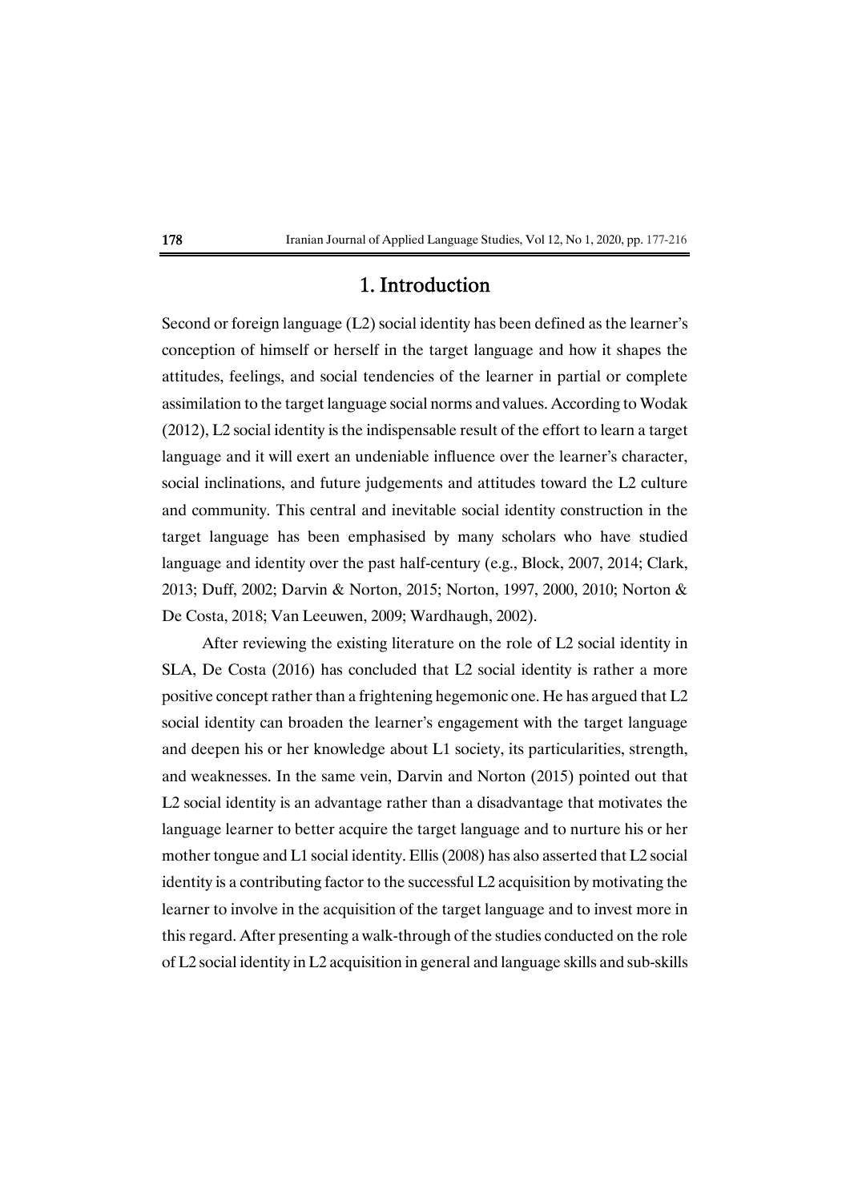## 1. Introduction

Second or foreign language (L2) social identity has been defined as the learner's conception of himself or herself in the target language and how it shapes the attitudes, feelings, and social tendencies of the learner in partial or complete assimilation to the target language social norms and values. According to Wodak (2012), L2 social identity is the indispensable result of the effort to learn a target language and it will exert an undeniable influence over the learner's character, social inclinations, and future judgements and attitudes toward the L2 culture and community. This central and inevitable social identity construction in the target language has been emphasised by many scholars who have studied language and identity over the past half-century (e.g., Block, 2007, 2014; Clark, 2013; Duff, 2002; Darvin & Norton, 2015; Norton, 1997, 2000, 2010; Norton & De Costa, 2018; Van Leeuwen, 2009; Wardhaugh, 2002).

After reviewing the existing literature on the role of L2 social identity in SLA, De Costa (2016) has concluded that L2 social identity is rather a more positive concept rather than a frightening hegemonic one. He has argued that L2 social identity can broaden the learner's engagement with the target language and deepen his or her knowledge about L1 society, its particularities, strength, and weaknesses. In the same vein, Darvin and Norton (2015) pointed out that L2 social identity is an advantage rather than a disadvantage that motivates the language learner to better acquire the target language and to nurture his or her mother tongue and L1 social identity. Ellis (2008) has also asserted that L2 social identity is a contributing factor to the successful L2 acquisition by motivating the learner to involve in the acquisition of the target language and to invest more in this regard. After presenting a walk-through of the studies conducted on the role of L2 social identity in L2 acquisition in general and language skills and sub-skills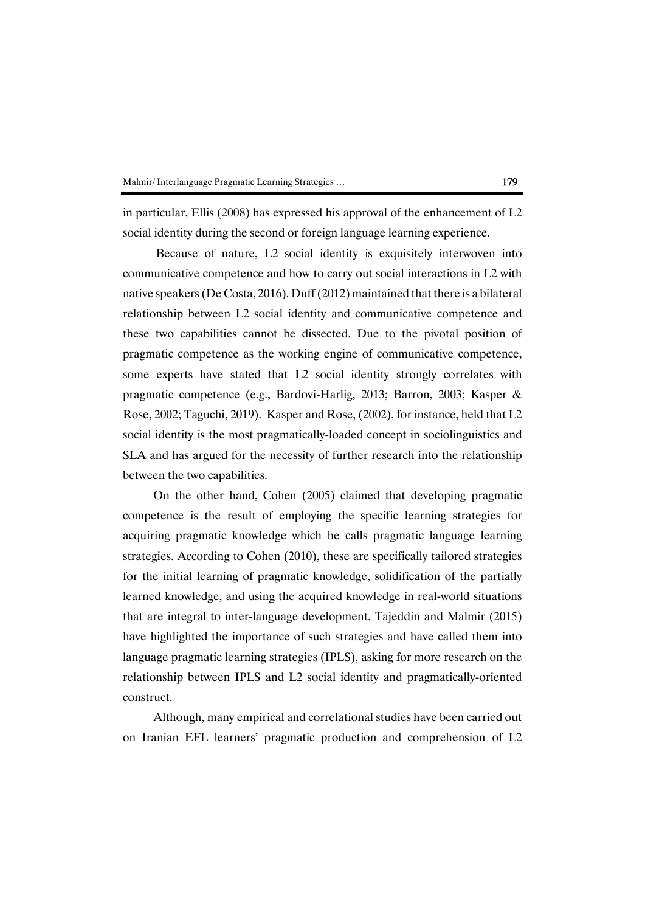in particular, Ellis (2008) has expressed his approval of the enhancement of L2 social identity during the second or foreign language learning experience.

Because of nature, L2 social identity is exquisitely interwoven into communicative competence and how to carry out social interactions in L2 with native speakers (De Costa, 2016). Duff (2012) maintained that there is a bilateral relationship between L2 social identity and communicative competence and these two capabilities cannot be dissected. Due to the pivotal position of pragmatic competence as the working engine of communicative competence, some experts have stated that L2 social identity strongly correlates with pragmatic competence (e.g., Bardovi-Harlig, 2013; Barron, 2003; Kasper & Rose, 2002; Taguchi, 2019). Kasper and Rose, (2002), for instance, held that L2 social identity is the most pragmatically-loaded concept in sociolinguistics and SLA and has argued for the necessity of further research into the relationship between the two capabilities.

On the other hand, Cohen (2005) claimed that developing pragmatic competence is the result of employing the specific learning strategies for acquiring pragmatic knowledge which he calls pragmatic language learning strategies. According to Cohen (2010), these are specifically tailored strategies for the initial learning of pragmatic knowledge, solidification of the partially learned knowledge, and using the acquired knowledge in real-world situations that are integral to inter-language development. Tajeddin and Malmir (2015) have highlighted the importance of such strategies and have called them into language pragmatic learning strategies (IPLS), asking for more research on the relationship between IPLS and L2 social identity and pragmatically-oriented construct.

Although, many empirical and correlational studies have been carried out on Iranian EFL learners' pragmatic production and comprehension of L2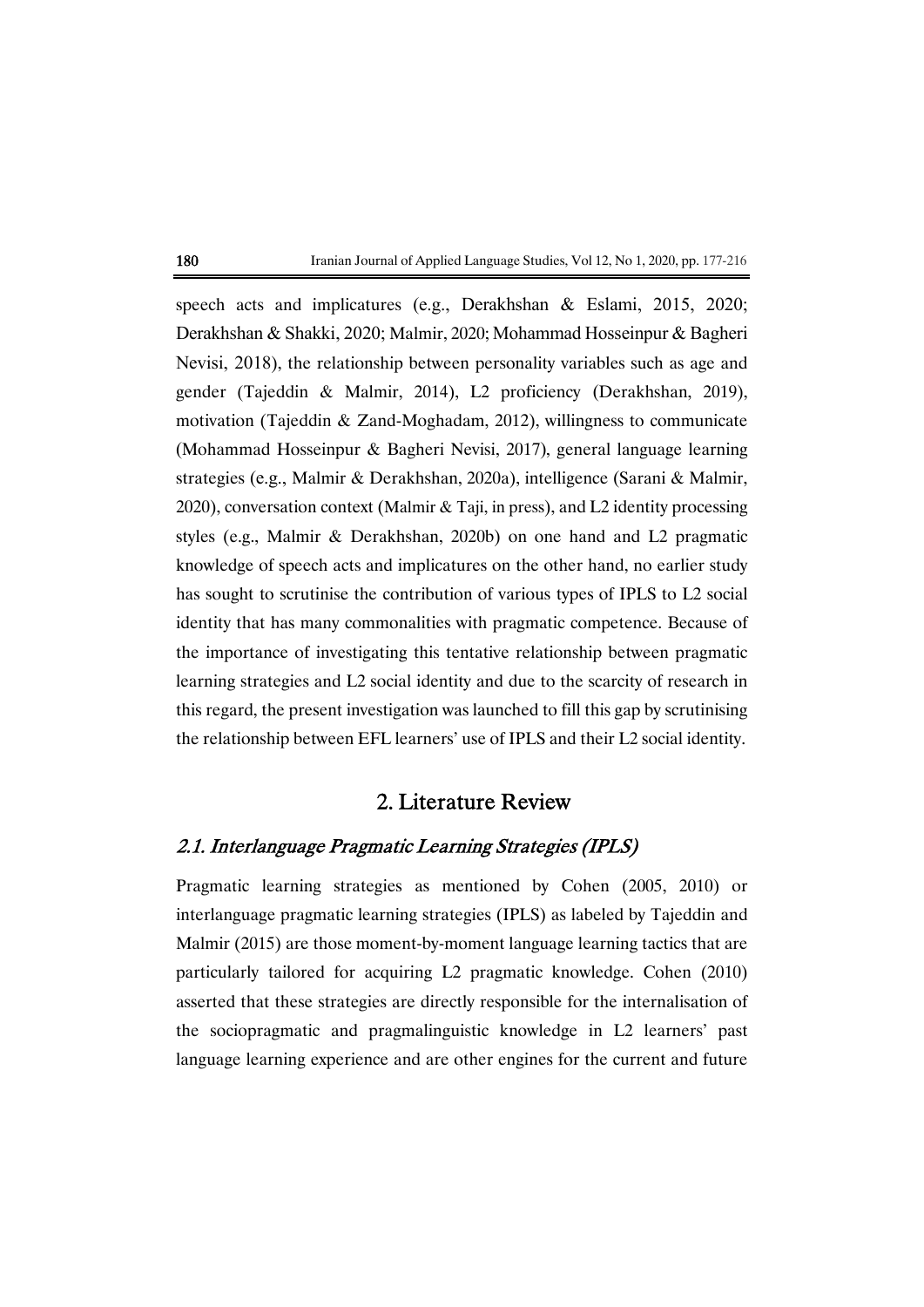speech acts and implicatures (e.g., Derakhshan & Eslami, 2015, 2020; Derakhshan & Shakki, 2020; Malmir, 2020; Mohammad Hosseinpur & Bagheri Nevisi, 2018), the relationship between personality variables such as age and gender (Tajeddin & Malmir, 2014), L2 proficiency (Derakhshan, 2019), motivation (Tajeddin & Zand-Moghadam, 2012), willingness to communicate (Mohammad Hosseinpur & Bagheri Nevisi, 2017), general language learning strategies (e.g., Malmir & Derakhshan, 2020a), intelligence (Sarani & Malmir, 2020), conversation context (Malmir & Taji, in press), and L2 identity processing styles (e.g., Malmir & Derakhshan, 2020b) on one hand and L2 pragmatic knowledge of speech acts and implicatures on the other hand, no earlier study has sought to scrutinise the contribution of various types of IPLS to L2 social identity that has many commonalities with pragmatic competence. Because of the importance of investigating this tentative relationship between pragmatic learning strategies and L2 social identity and due to the scarcity of research in this regard, the present investigation was launched to fill this gap by scrutinising the relationship between EFL learners' use of IPLS and their L2 social identity.

## 2. Literature Review

### *2.1. Interlanguage Pragmatic Learning Strategies (IPLS)*

Pragmatic learning strategies as mentioned by Cohen (2005, 2010) or interlanguage pragmatic learning strategies (IPLS) as labeled by Tajeddin and Malmir (2015) are those moment-by-moment language learning tactics that are particularly tailored for acquiring L2 pragmatic knowledge. Cohen (2010) asserted that these strategies are directly responsible for the internalisation of the sociopragmatic and pragmalinguistic knowledge in L2 learners' past language learning experience and are other engines for the current and future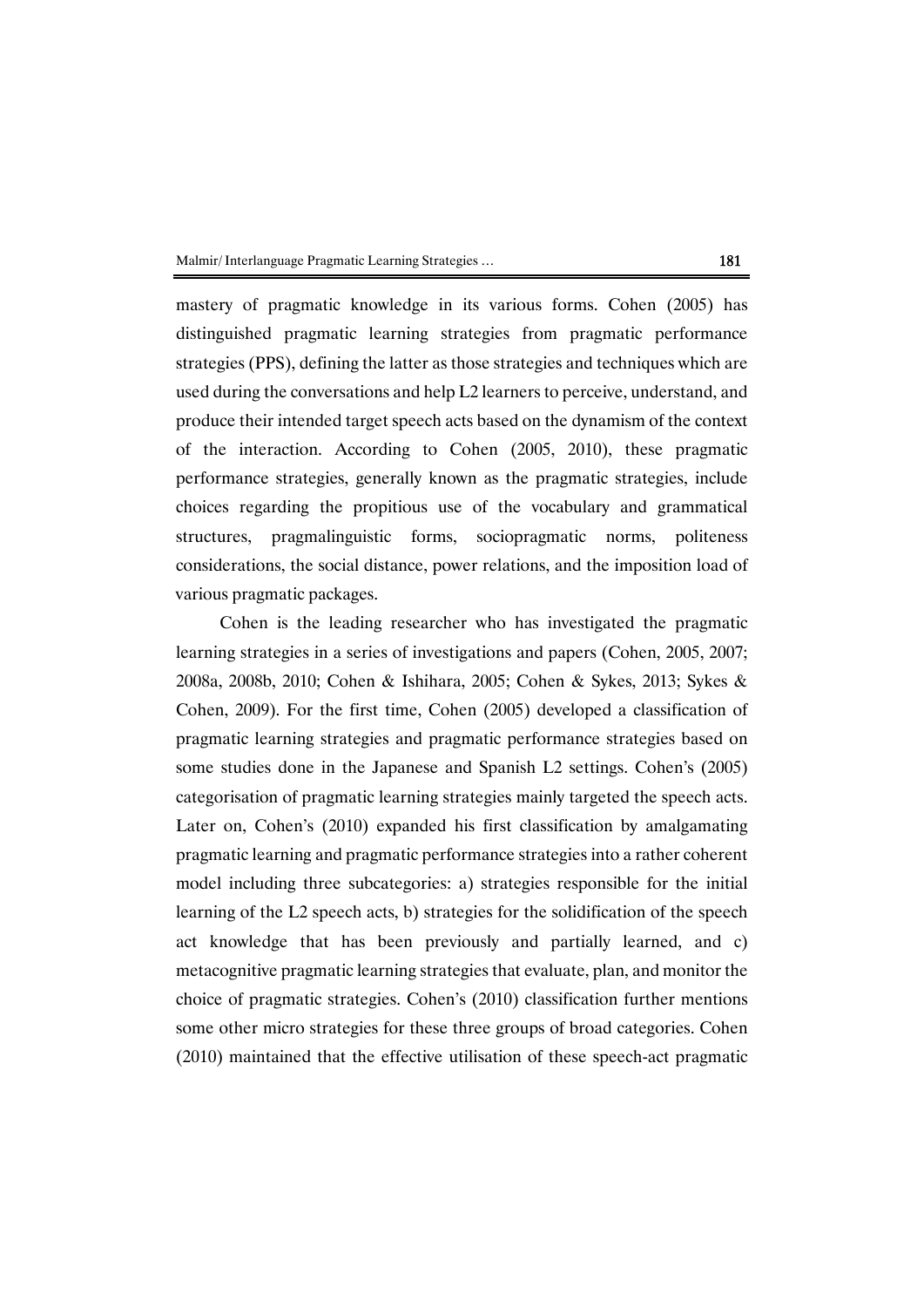mastery of pragmatic knowledge in its various forms. Cohen (2005) has distinguished pragmatic learning strategies from pragmatic performance strategies (PPS), defining the latter as those strategies and techniques which are used during the conversations and help L2 learners to perceive, understand, and produce their intended target speech acts based on the dynamism of the context of the interaction. According to Cohen (2005, 2010), these pragmatic performance strategies, generally known as the pragmatic strategies, include choices regarding the propitious use of the vocabulary and grammatical structures, pragmalinguistic forms, sociopragmatic norms, politeness considerations, the social distance, power relations, and the imposition load of various pragmatic packages.

Cohen is the leading researcher who has investigated the pragmatic learning strategies in a series of investigations and papers (Cohen, 2005, 2007; 2008a, 2008b, 2010; Cohen & Ishihara, 2005; Cohen & Sykes, 2013; Sykes & Cohen, 2009). For the first time, Cohen (2005) developed a classification of pragmatic learning strategies and pragmatic performance strategies based on some studies done in the Japanese and Spanish L2 settings. Cohen's (2005) categorisation of pragmatic learning strategies mainly targeted the speech acts. Later on, Cohen's (2010) expanded his first classification by amalgamating pragmatic learning and pragmatic performance strategies into a rather coherent model including three subcategories: a) strategies responsible for the initial learning of the L2 speech acts, b) strategies for the solidification of the speech act knowledge that has been previously and partially learned, and c) metacognitive pragmatic learning strategies that evaluate, plan, and monitor the choice of pragmatic strategies. Cohen's (2010) classification further mentions some other micro strategies for these three groups of broad categories. Cohen (2010) maintained that the effective utilisation of these speech-act pragmatic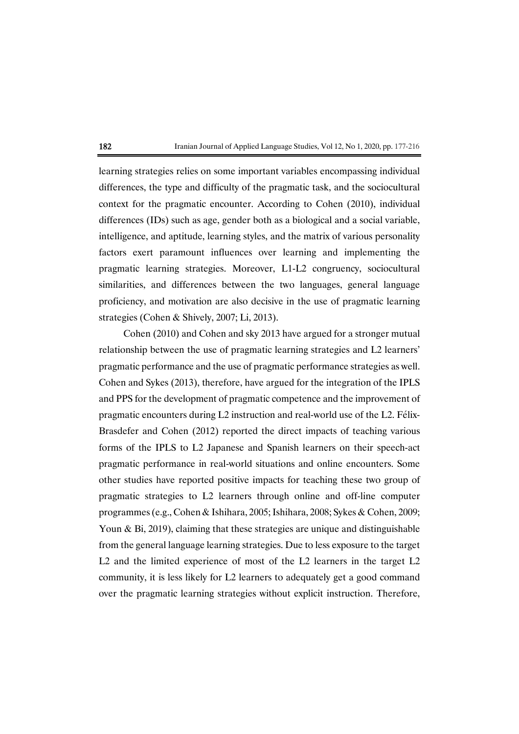learning strategies relies on some important variables encompassing individual differences, the type and difficulty of the pragmatic task, and the sociocultural context for the pragmatic encounter. According to Cohen (2010), individual differences (IDs) such as age, gender both as a biological and a social variable, intelligence, and aptitude, learning styles, and the matrix of various personality factors exert paramount influences over learning and implementing the pragmatic learning strategies. Moreover, L1-L2 congruency, sociocultural similarities, and differences between the two languages, general language proficiency, and motivation are also decisive in the use of pragmatic learning strategies (Cohen & Shively, 2007; Li, 2013).

Cohen (2010) and Cohen and sky 2013 have argued for a stronger mutual relationship between the use of pragmatic learning strategies and L2 learners' pragmatic performance and the use of pragmatic performance strategies as well. Cohen and Sykes (2013), therefore, have argued for the integration of the IPLS and PPS for the development of pragmatic competence and the improvement of pragmatic encounters during L2 instruction and real-world use of the L2. Félix-Brasdefer and Cohen (2012) reported the direct impacts of teaching various forms of the IPLS to L2 Japanese and Spanish learners on their speech-act pragmatic performance in real-world situations and online encounters. Some other studies have reported positive impacts for teaching these two group of pragmatic strategies to L2 learners through online and off-line computer programmes (e.g., Cohen & Ishihara, 2005; Ishihara, 2008; Sykes & Cohen, 2009; Youn & Bi, 2019), claiming that these strategies are unique and distinguishable from the general language learning strategies. Due to less exposure to the target L2 and the limited experience of most of the L2 learners in the target L2 community, it is less likely for L2 learners to adequately get a good command over the pragmatic learning strategies without explicit instruction. Therefore,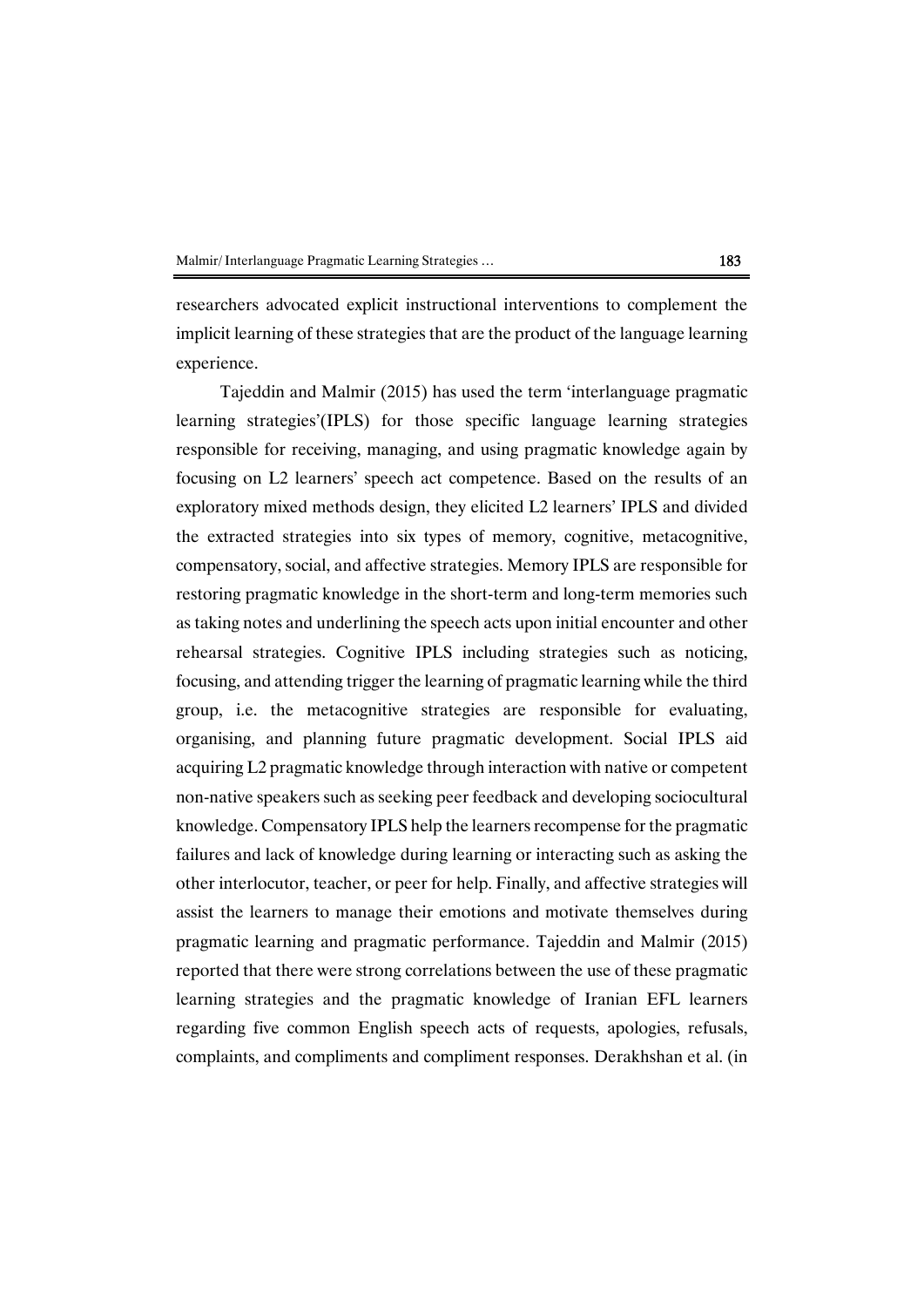researchers advocated explicit instructional interventions to complement the implicit learning of these strategies that are the product of the language learning experience.

Tajeddin and Malmir (2015) has used the term 'interlanguage pragmatic learning strategies'(IPLS) for those specific language learning strategies responsible for receiving, managing, and using pragmatic knowledge again by focusing on L2 learners' speech act competence. Based on the results of an exploratory mixed methods design, they elicited L2 learners' IPLS and divided the extracted strategies into six types of memory, cognitive, metacognitive, compensatory, social, and affective strategies. Memory IPLS are responsible for restoring pragmatic knowledge in the short-term and long-term memories such as taking notes and underlining the speech acts upon initial encounter and other rehearsal strategies. Cognitive IPLS including strategies such as noticing, focusing, and attending trigger the learning of pragmatic learning while the third group, i.e. the metacognitive strategies are responsible for evaluating, organising, and planning future pragmatic development. Social IPLS aid acquiring L2 pragmatic knowledge through interaction with native or competent non-native speakers such as seeking peer feedback and developing sociocultural knowledge. Compensatory IPLS help the learners recompense for the pragmatic failures and lack of knowledge during learning or interacting such as asking the other interlocutor, teacher, or peer for help. Finally, and affective strategies will assist the learners to manage their emotions and motivate themselves during pragmatic learning and pragmatic performance. Tajeddin and Malmir (2015) reported that there were strong correlations between the use of these pragmatic learning strategies and the pragmatic knowledge of Iranian EFL learners regarding five common English speech acts of requests, apologies, refusals, complaints, and compliments and compliment responses. Derakhshan et al. (in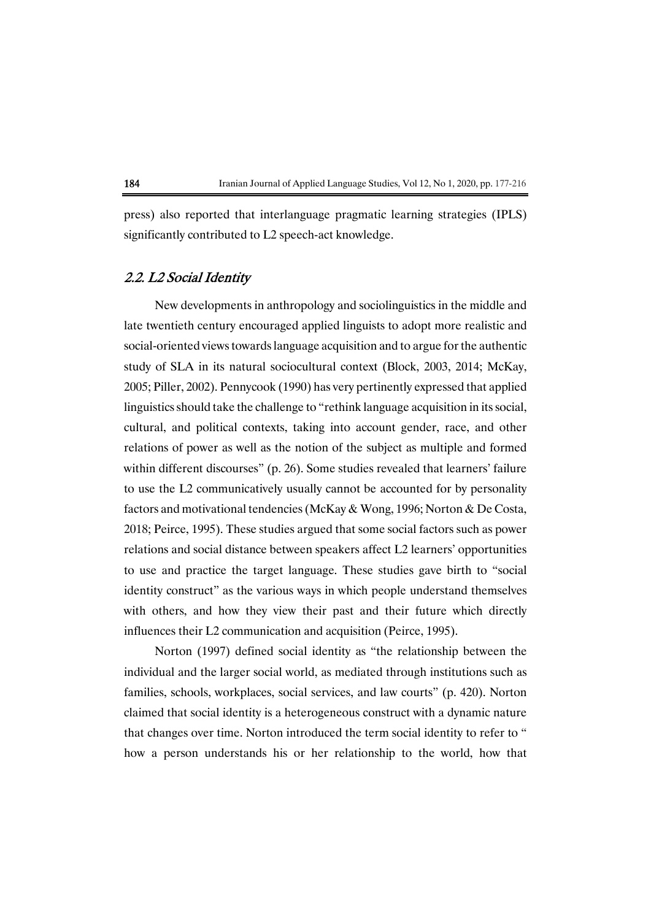press) also reported that interlanguage pragmatic learning strategies (IPLS) significantly contributed to L2 speech-act knowledge.

## *2.2. L2 Social Identity*

New developments in anthropology and sociolinguistics in the middle and late twentieth century encouraged applied linguists to adopt more realistic and social-oriented views towards language acquisition and to argue for the authentic study of SLA in its natural sociocultural context (Block, 2003, 2014; McKay, 2005; Piller, 2002). Pennycook (1990) has very pertinently expressed that applied linguistics should take the challenge to "rethink language acquisition in its social, cultural, and political contexts, taking into account gender, race, and other relations of power as well as the notion of the subject as multiple and formed within different discourses" (p. 26). Some studies revealed that learners' failure to use the L2 communicatively usually cannot be accounted for by personality factors and motivational tendencies (McKay & Wong, 1996; Norton & De Costa, 2018; Peirce, 1995). These studies argued that some social factors such as power relations and social distance between speakers affect L2 learners' opportunities to use and practice the target language. These studies gave birth to "social identity construct" as the various ways in which people understand themselves with others, and how they view their past and their future which directly influences their L2 communication and acquisition (Peirce, 1995).

Norton (1997) defined social identity as "the relationship between the individual and the larger social world, as mediated through institutions such as families, schools, workplaces, social services, and law courts" (p. 420). Norton claimed that social identity is a heterogeneous construct with a dynamic nature that changes over time. Norton introduced the term social identity to refer to " how a person understands his or her relationship to the world, how that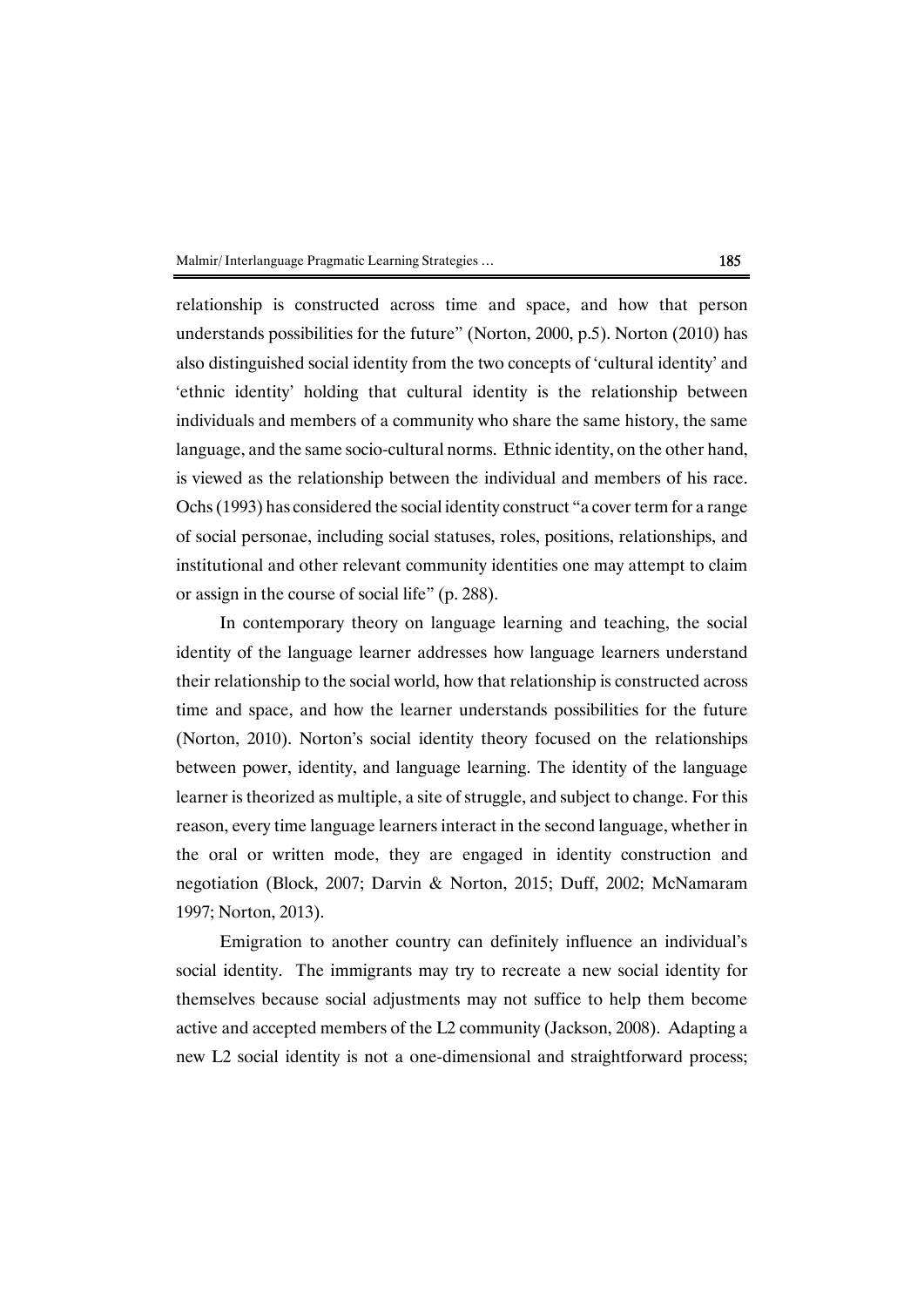relationship is constructed across time and space, and how that person understands possibilities for the future" (Norton, 2000, p.5). Norton (2010) has also distinguished social identity from the two concepts of 'cultural identity' and 'ethnic identity' holding that cultural identity is the relationship between individuals and members of a community who share the same history, the same language, and the same socio-cultural norms. Ethnic identity, on the other hand, is viewed as the relationship between the individual and members of his race. Ochs (1993) has considered the social identity construct "a cover term for a range of social personae, including social statuses, roles, positions, relationships, and institutional and other relevant community identities one may attempt to claim or assign in the course of social life" (p. 288).

In contemporary theory on language learning and teaching, the social identity of the language learner addresses how language learners understand their relationship to the social world, how that relationship is constructed across time and space, and how the learner understands possibilities for the future (Norton, 2010). Norton's social identity theory focused on the relationships between power, identity, and language learning. The identity of the language learner is theorized as multiple, a site of struggle, and subject to change. For this reason, every time language learners interact in the second language, whether in the oral or written mode, they are engaged in identity construction and negotiation (Block, 2007; Darvin & Norton, 2015; Duff, 2002; McNamaram 1997; Norton, 2013).

Emigration to another country can definitely influence an individual's social identity. The immigrants may try to recreate a new social identity for themselves because social adjustments may not suffice to help them become active and accepted members of the L2 community (Jackson, 2008). Adapting a new L2 social identity is not a one-dimensional and straightforward process;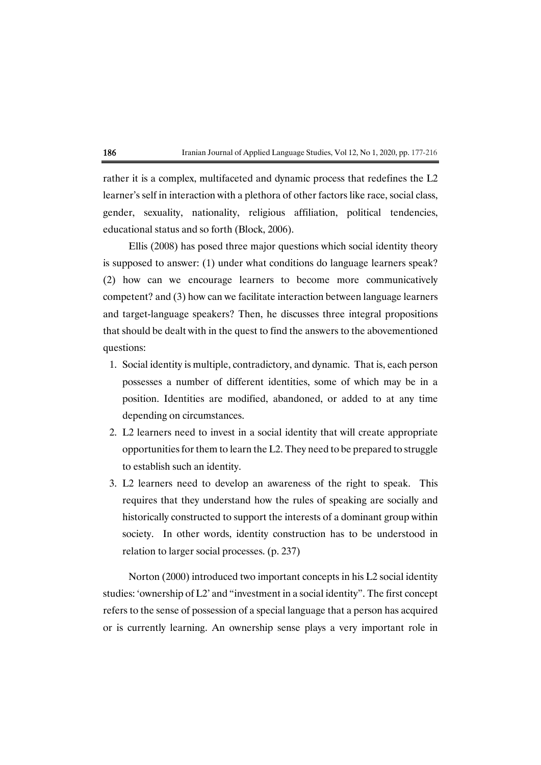rather it is a complex, multifaceted and dynamic process that redefines the L2 learner's self in interaction with a plethora of other factors like race, social class, gender, sexuality, nationality, religious affiliation, political tendencies, educational status and so forth (Block, 2006).

Ellis (2008) has posed three major questions which social identity theory is supposed to answer: (1) under what conditions do language learners speak? (2) how can we encourage learners to become more communicatively competent? and (3) how can we facilitate interaction between language learners and target-language speakers? Then, he discusses three integral propositions that should be dealt with in the quest to find the answers to the abovementioned questions:

1. Social identity is multiple, contradictory, and dynamic. That is, each person possesses a number of different identities, some of which may be in a position. Identities are modified, abandoned, or added to at any time depending on circumstances.
2. L2 learners need to invest in a social identity that will create appropriate opportunities for them to learn the L2. They need to be prepared to struggle to establish such an identity.
3. L2 learners need to develop an awareness of the right to speak. This requires that they understand how the rules of speaking are socially and historically constructed to support the interests of a dominant group within society. In other words, identity construction has to be understood in relation to larger social processes. (p. 237)

Norton (2000) introduced two important concepts in his L2 social identity studies: 'ownership of L2' and "investment in a social identity". The first concept refers to the sense of possession of a special language that a person has acquired or is currently learning. An ownership sense plays a very important role in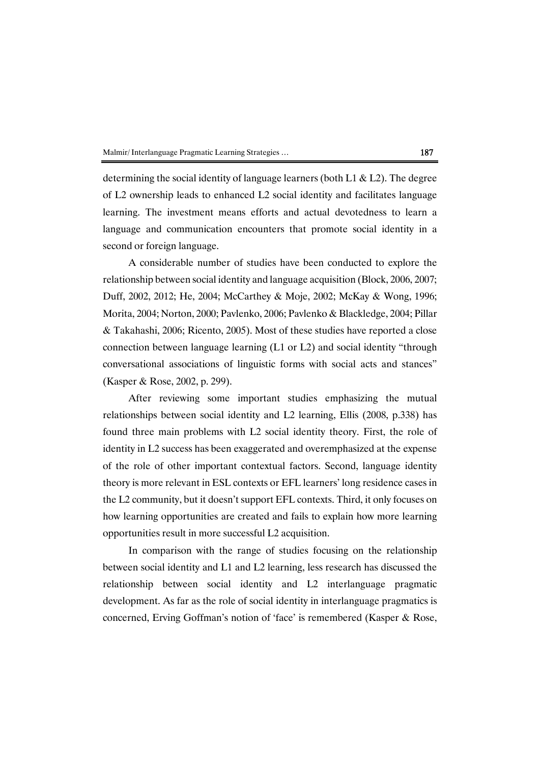determining the social identity of language learners (both L1 & L2). The degree of L2 ownership leads to enhanced L2 social identity and facilitates language learning. The investment means efforts and actual devotedness to learn a language and communication encounters that promote social identity in a second or foreign language.

A considerable number of studies have been conducted to explore the relationship between social identity and language acquisition (Block, 2006, 2007; Duff, 2002, 2012; He, 2004; McCarthey & Moje, 2002; McKay & Wong, 1996; Morita, 2004; Norton, 2000; Pavlenko, 2006; Pavlenko & Blackledge, 2004; Pillar & Takahashi, 2006; Ricento, 2005). Most of these studies have reported a close connection between language learning (L1 or L2) and social identity "through conversational associations of linguistic forms with social acts and stances" (Kasper & Rose, 2002, p. 299).

After reviewing some important studies emphasizing the mutual relationships between social identity and L2 learning, Ellis (2008, p.338) has found three main problems with L2 social identity theory. First, the role of identity in L2 success has been exaggerated and overemphasized at the expense of the role of other important contextual factors. Second, language identity theory is more relevant in ESL contexts or EFL learners' long residence cases in the L2 community, but it doesn't support EFL contexts. Third, it only focuses on how learning opportunities are created and fails to explain how more learning opportunities result in more successful L2 acquisition.

In comparison with the range of studies focusing on the relationship between social identity and L1 and L2 learning, less research has discussed the relationship between social identity and L2 interlanguage pragmatic development. As far as the role of social identity in interlanguage pragmatics is concerned, Erving Goffman's notion of 'face' is remembered (Kasper & Rose,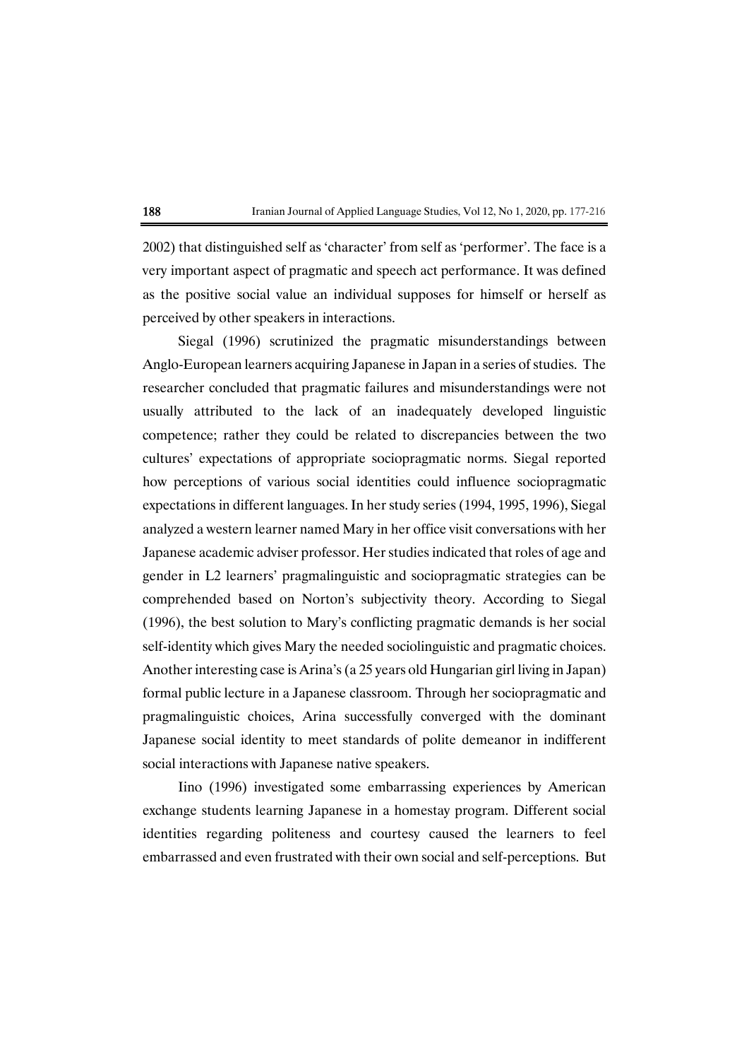2002) that distinguished self as 'character' from self as 'performer'. The face is a very important aspect of pragmatic and speech act performance. It was defined as the positive social value an individual supposes for himself or herself as perceived by other speakers in interactions.

Siegal (1996) scrutinized the pragmatic misunderstandings between Anglo-European learners acquiring Japanese in Japan in a series of studies. The researcher concluded that pragmatic failures and misunderstandings were not usually attributed to the lack of an inadequately developed linguistic competence; rather they could be related to discrepancies between the two cultures' expectations of appropriate sociopragmatic norms. Siegal reported how perceptions of various social identities could influence sociopragmatic expectations in different languages. In her study series (1994, 1995, 1996), Siegal analyzed a western learner named Mary in her office visit conversations with her Japanese academic adviser professor. Her studies indicated that roles of age and gender in L2 learners' pragmalinguistic and sociopragmatic strategies can be comprehended based on Norton's subjectivity theory. According to Siegal (1996), the best solution to Mary's conflicting pragmatic demands is her social self-identity which gives Mary the needed sociolinguistic and pragmatic choices. Another interesting case is Arina's (a 25 years old Hungarian girl living in Japan) formal public lecture in a Japanese classroom. Through her sociopragmatic and pragmalinguistic choices, Arina successfully converged with the dominant Japanese social identity to meet standards of polite demeanor in indifferent social interactions with Japanese native speakers.

Iino (1996) investigated some embarrassing experiences by American exchange students learning Japanese in a homestay program. Different social identities regarding politeness and courtesy caused the learners to feel embarrassed and even frustrated with their own social and self-perceptions. But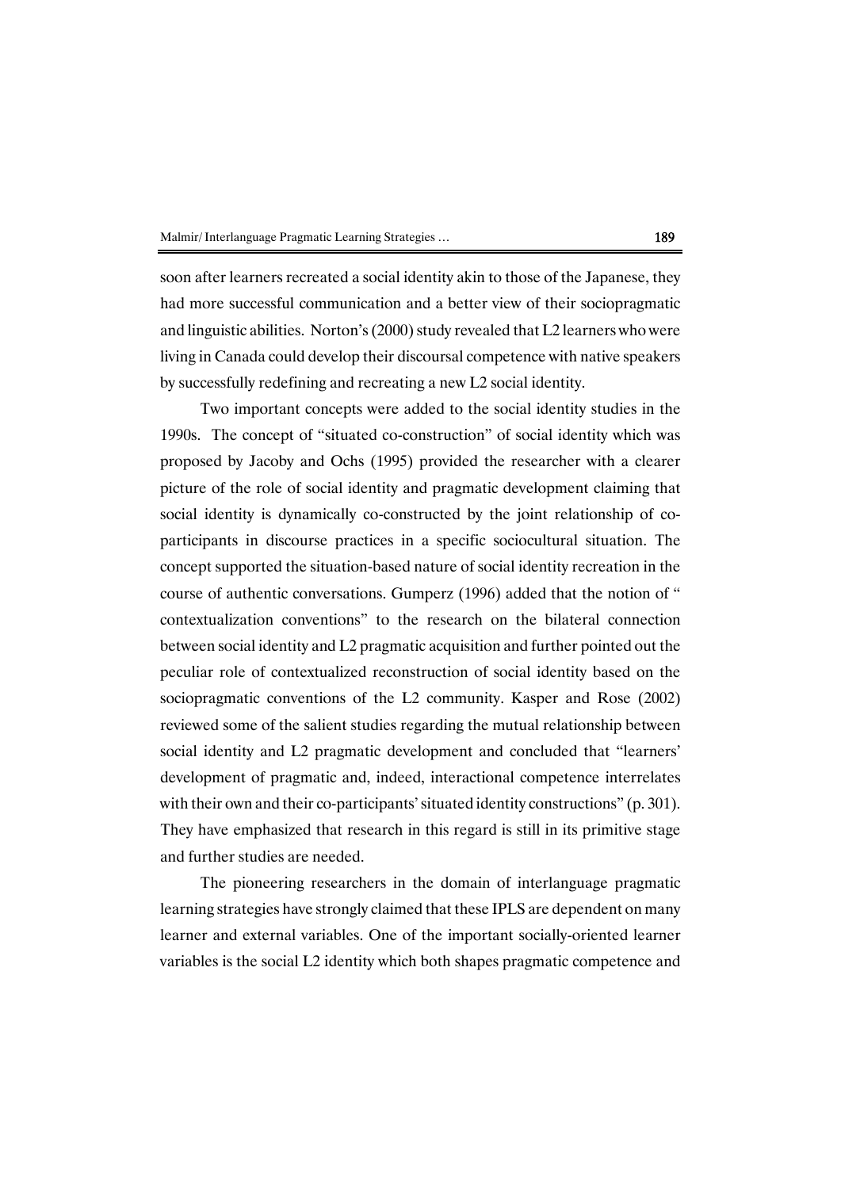soon after learners recreated a social identity akin to those of the Japanese, they had more successful communication and a better view of their sociopragmatic and linguistic abilities. Norton's (2000) study revealed that L2 learners who were living in Canada could develop their discoursal competence with native speakers by successfully redefining and recreating a new L2 social identity.

Two important concepts were added to the social identity studies in the 1990s. The concept of "situated co-construction" of social identity which was proposed by Jacoby and Ochs (1995) provided the researcher with a clearer picture of the role of social identity and pragmatic development claiming that social identity is dynamically co-constructed by the joint relationship of co-participants in discourse practices in a specific sociocultural situation. The concept supported the situation-based nature of social identity recreation in the course of authentic conversations. Gumperz (1996) added that the notion of " contextualization conventions" to the research on the bilateral connection between social identity and L2 pragmatic acquisition and further pointed out the peculiar role of contextualized reconstruction of social identity based on the sociopragmatic conventions of the L2 community. Kasper and Rose (2002) reviewed some of the salient studies regarding the mutual relationship between social identity and L2 pragmatic development and concluded that "learners' development of pragmatic and, indeed, interactional competence interrelates with their own and their co-participants' situated identity constructions" (p. 301). They have emphasized that research in this regard is still in its primitive stage and further studies are needed.

The pioneering researchers in the domain of interlanguage pragmatic learning strategies have strongly claimed that these IPLS are dependent on many learner and external variables. One of the important socially-oriented learner variables is the social L2 identity which both shapes pragmatic competence and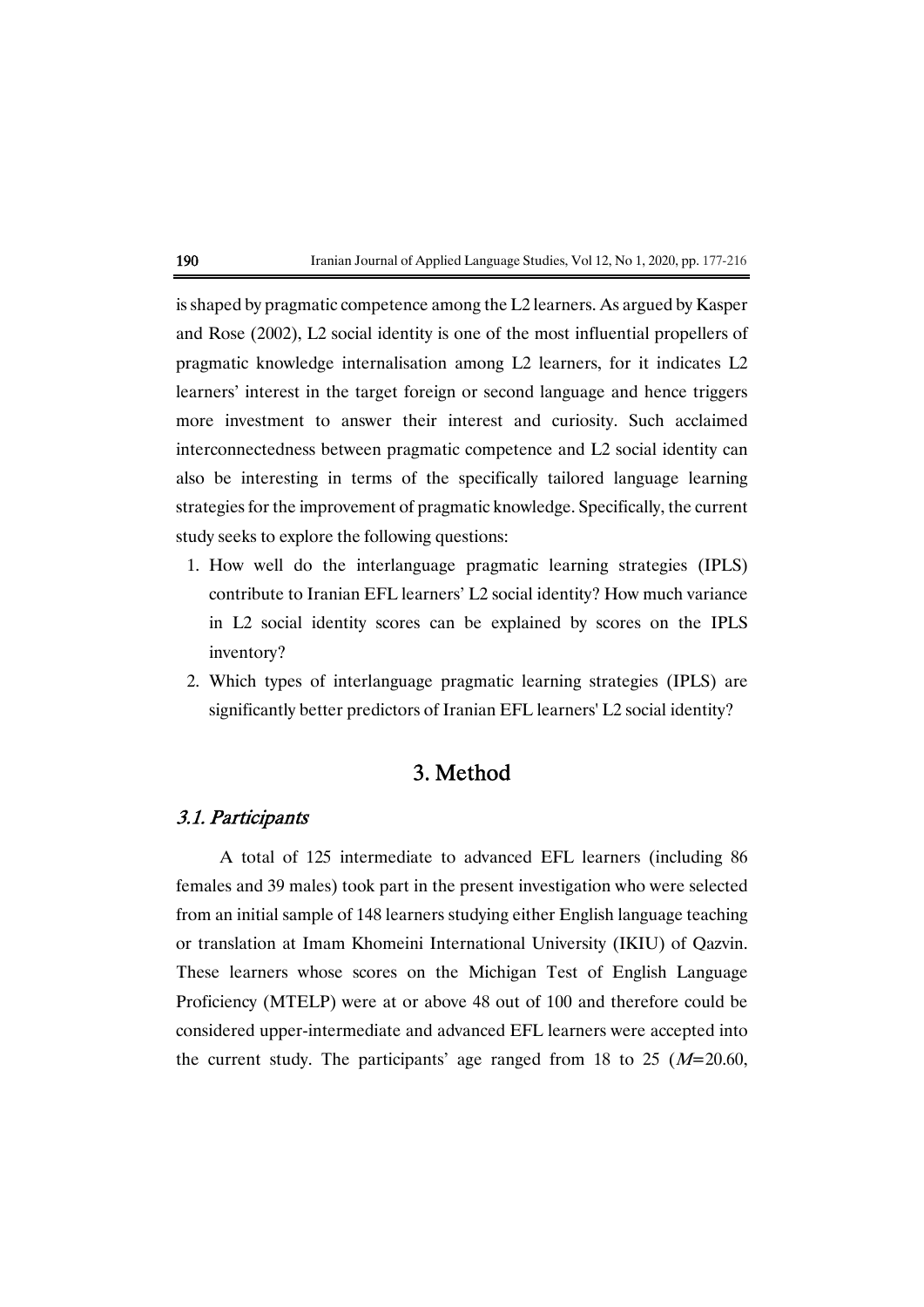is shaped by pragmatic competence among the L2 learners. As argued by Kasper and Rose (2002), L2 social identity is one of the most influential propellers of pragmatic knowledge internalisation among L2 learners, for it indicates L2 learners' interest in the target foreign or second language and hence triggers more investment to answer their interest and curiosity. Such acclaimed interconnectedness between pragmatic competence and L2 social identity can also be interesting in terms of the specifically tailored language learning strategies for the improvement of pragmatic knowledge. Specifically, the current study seeks to explore the following questions:

1. How well do the interlanguage pragmatic learning strategies (IPLS) contribute to Iranian EFL learners' L2 social identity? How much variance in L2 social identity scores can be explained by scores on the IPLS inventory?
2. Which types of interlanguage pragmatic learning strategies (IPLS) are significantly better predictors of Iranian EFL learners' L2 social identity?

## 3. Method

### *3.1. Participants*

A total of 125 intermediate to advanced EFL learners (including 86 females and 39 males) took part in the present investigation who were selected from an initial sample of 148 learners studying either English language teaching or translation at Imam Khomeini International University (IKIU) of Qazvin. These learners whose scores on the Michigan Test of English Language Proficiency (MTELP) were at or above 48 out of 100 and therefore could be considered upper-intermediate and advanced EFL learners were accepted into the current study. The participants' age ranged from 18 to 25 ($M$=20.60,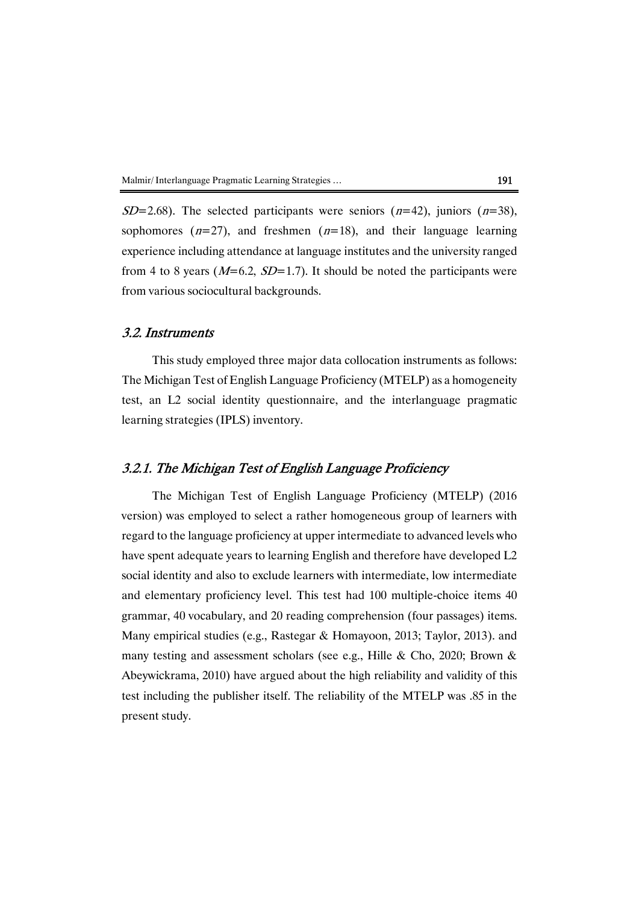$SD$=2.68). The selected participants were seniors ($n$=42), juniors ($n$=38), sophomores ($n$=27), and freshmen ($n$=18), and their language learning experience including attendance at language institutes and the university ranged from 4 to 8 years ($M$=6.2, $SD$=1.7). It should be noted the participants were from various sociocultural backgrounds.

### 3.2. Instruments

This study employed three major data collocation instruments as follows: The Michigan Test of English Language Proficiency (MTELP) as a homogeneity test, an L2 social identity questionnaire, and the interlanguage pragmatic learning strategies (IPLS) inventory.

#### 3.2.1. The Michigan Test of English Language Proficiency

The Michigan Test of English Language Proficiency (MTELP) (2016 version) was employed to select a rather homogeneous group of learners with regard to the language proficiency at upper intermediate to advanced levels who have spent adequate years to learning English and therefore have developed L2 social identity and also to exclude learners with intermediate, low intermediate and elementary proficiency level. This test had 100 multiple-choice items 40 grammar, 40 vocabulary, and 20 reading comprehension (four passages) items. Many empirical studies (e.g., Rastegar & Homayoon, 2013; Taylor, 2013). and many testing and assessment scholars (see e.g., Hille & Cho, 2020; Brown & Abeywickrama, 2010) have argued about the high reliability and validity of this test including the publisher itself. The reliability of the MTELP was .85 in the present study.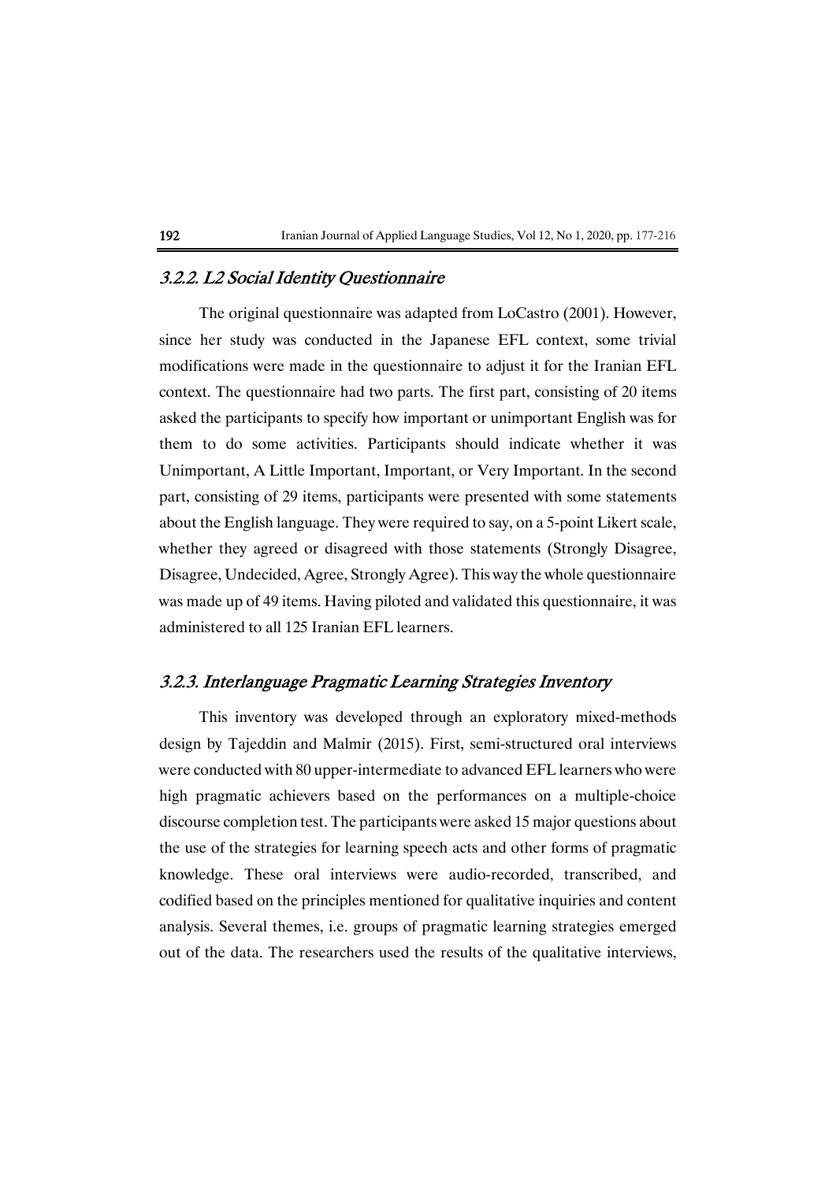### *3.2.2. L2 Social Identity Questionnaire*

The original questionnaire was adapted from LoCastro (2001). However, since her study was conducted in the Japanese EFL context, some trivial modifications were made in the questionnaire to adjust it for the Iranian EFL context. The questionnaire had two parts. The first part, consisting of 20 items asked the participants to specify how important or unimportant English was for them to do some activities. Participants should indicate whether it was Unimportant, A Little Important, Important, or Very Important. In the second part, consisting of 29 items, participants were presented with some statements about the English language. They were required to say, on a 5-point Likert scale, whether they agreed or disagreed with those statements (Strongly Disagree, Disagree, Undecided, Agree, Strongly Agree). This way the whole questionnaire was made up of 49 items. Having piloted and validated this questionnaire, it was administered to all 125 Iranian EFL learners.

### *3.2.3. Interlanguage Pragmatic Learning Strategies Inventory*

This inventory was developed through an exploratory mixed-methods design by Tajeddin and Malmir (2015). First, semi-structured oral interviews were conducted with 80 upper-intermediate to advanced EFL learners who were high pragmatic achievers based on the performances on a multiple-choice discourse completion test. The participants were asked 15 major questions about the use of the strategies for learning speech acts and other forms of pragmatic knowledge. These oral interviews were audio-recorded, transcribed, and codified based on the principles mentioned for qualitative inquiries and content analysis. Several themes, i.e. groups of pragmatic learning strategies emerged out of the data. The researchers used the results of the qualitative interviews,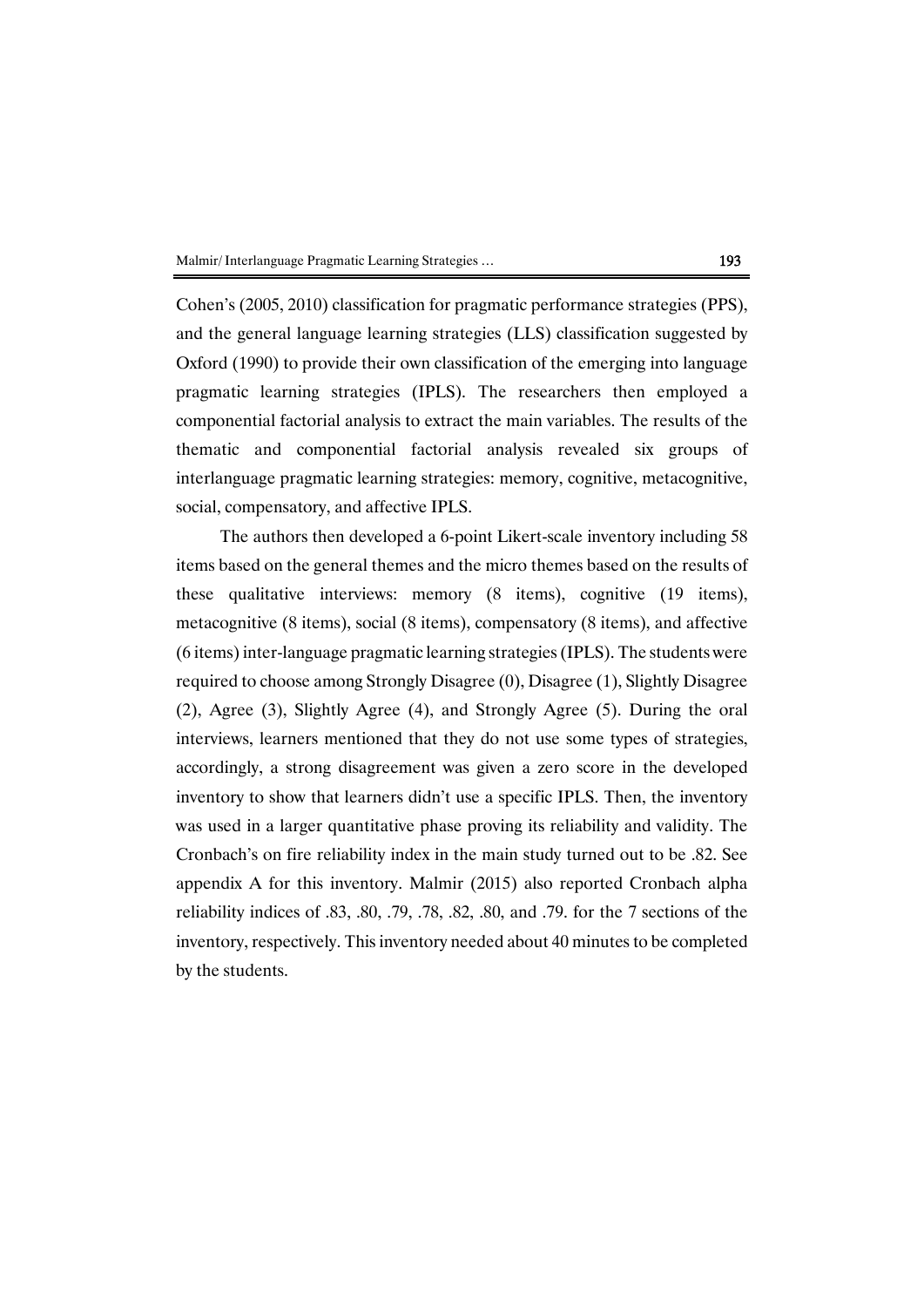Cohen's (2005, 2010) classification for pragmatic performance strategies (PPS), and the general language learning strategies (LLS) classification suggested by Oxford (1990) to provide their own classification of the emerging into language pragmatic learning strategies (IPLS). The researchers then employed a componential factorial analysis to extract the main variables. The results of the thematic and componential factorial analysis revealed six groups of interlanguage pragmatic learning strategies: memory, cognitive, metacognitive, social, compensatory, and affective IPLS.

The authors then developed a 6-point Likert-scale inventory including 58 items based on the general themes and the micro themes based on the results of these qualitative interviews: memory (8 items), cognitive (19 items), metacognitive (8 items), social (8 items), compensatory (8 items), and affective (6 items) inter-language pragmatic learning strategies (IPLS). The students were required to choose among Strongly Disagree (0), Disagree (1), Slightly Disagree (2), Agree (3), Slightly Agree (4), and Strongly Agree (5). During the oral interviews, learners mentioned that they do not use some types of strategies, accordingly, a strong disagreement was given a zero score in the developed inventory to show that learners didn't use a specific IPLS. Then, the inventory was used in a larger quantitative phase proving its reliability and validity. The Cronbach's on fire reliability index in the main study turned out to be .82. See appendix A for this inventory. Malmir (2015) also reported Cronbach alpha reliability indices of .83, .80, .79, .78, .82, .80, and .79. for the 7 sections of the inventory, respectively. This inventory needed about 40 minutes to be completed by the students.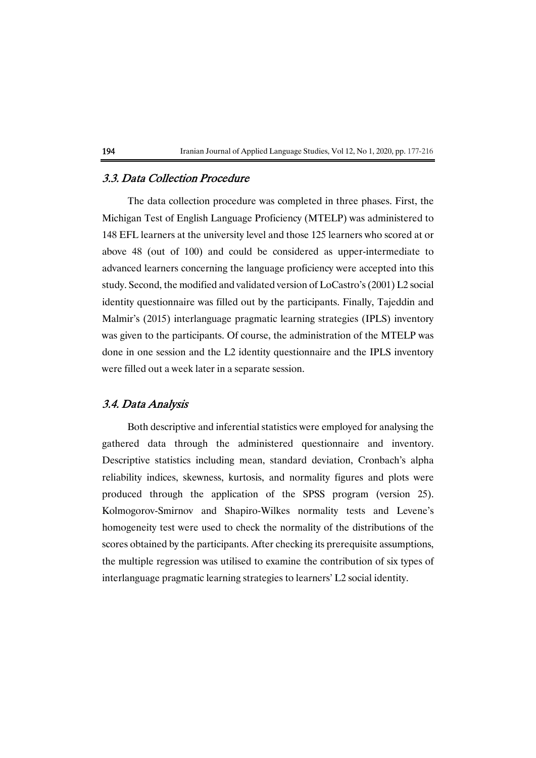### *3.3. Data Collection Procedure*

The data collection procedure was completed in three phases. First, the Michigan Test of English Language Proficiency (MTELP) was administered to 148 EFL learners at the university level and those 125 learners who scored at or above 48 (out of 100) and could be considered as upper-intermediate to advanced learners concerning the language proficiency were accepted into this study. Second, the modified and validated version of LoCastro's (2001) L2 social identity questionnaire was filled out by the participants. Finally, Tajeddin and Malmir's (2015) interlanguage pragmatic learning strategies (IPLS) inventory was given to the participants. Of course, the administration of the MTELP was done in one session and the L2 identity questionnaire and the IPLS inventory were filled out a week later in a separate session.

### *3.4. Data Analysis*

Both descriptive and inferential statistics were employed for analysing the gathered data through the administered questionnaire and inventory. Descriptive statistics including mean, standard deviation, Cronbach's alpha reliability indices, skewness, kurtosis, and normality figures and plots were produced through the application of the SPSS program (version 25). Kolmogorov-Smirnov and Shapiro-Wilkes normality tests and Levene's homogeneity test were used to check the normality of the distributions of the scores obtained by the participants. After checking its prerequisite assumptions, the multiple regression was utilised to examine the contribution of six types of interlanguage pragmatic learning strategies to learners' L2 social identity.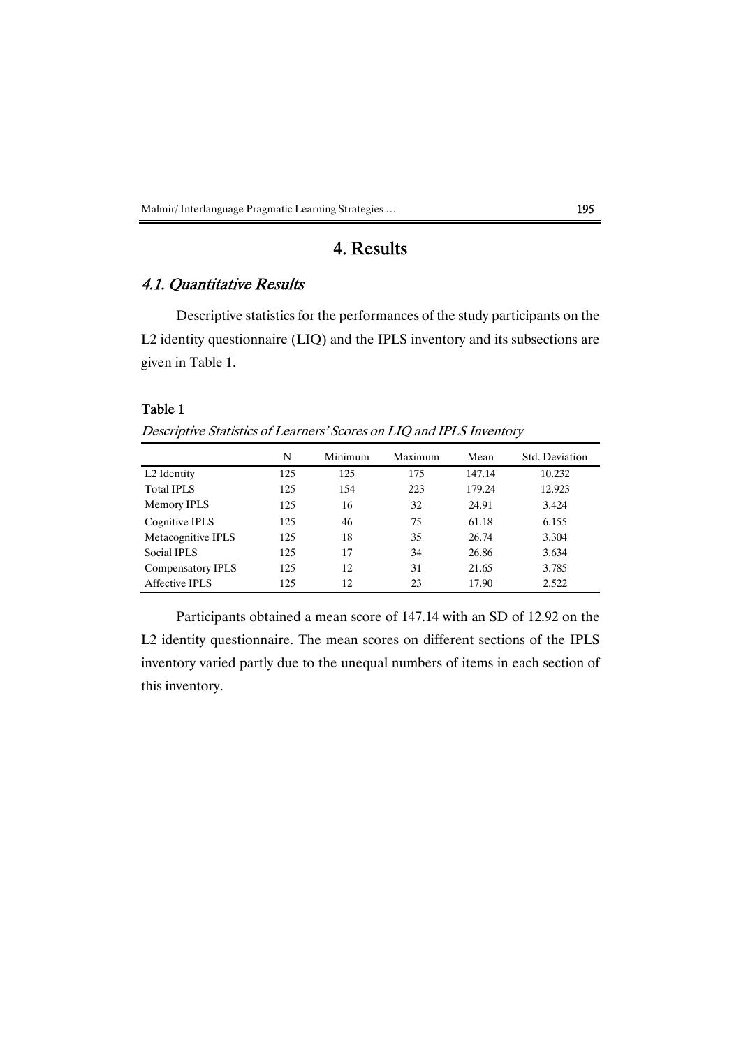# 4. Results

## *4.1. Quantitative Results*

Descriptive statistics for the performances of the study participants on the L2 identity questionnaire (LIQ) and the IPLS inventory and its subsections are given in Table 1.

**Table 1**

*Descriptive Statistics of Learners' Scores on LIQ and IPLS Inventory*

| | N | Minimum | Maximum | Mean | Std. Deviation |
|---|---|---|---|---|---|
| L2 Identity | 125 | 125 | 175 | 147.14 | 10.232 |
| Total IPLS | 125 | 154 | 223 | 179.24 | 12.923 |
| Memory IPLS | 125 | 16 | 32 | 24.91 | 3.424 |
| Cognitive IPLS | 125 | 46 | 75 | 61.18 | 6.155 |
| Metacognitive IPLS | 125 | 18 | 35 | 26.74 | 3.304 |
| Social IPLS | 125 | 17 | 34 | 26.86 | 3.634 |
| Compensatory IPLS | 125 | 12 | 31 | 21.65 | 3.785 |
| Affective IPLS | 125 | 12 | 23 | 17.90 | 2.522 |

Participants obtained a mean score of 147.14 with an SD of 12.92 on the L2 identity questionnaire. The mean scores on different sections of the IPLS inventory varied partly due to the unequal numbers of items in each section of this inventory.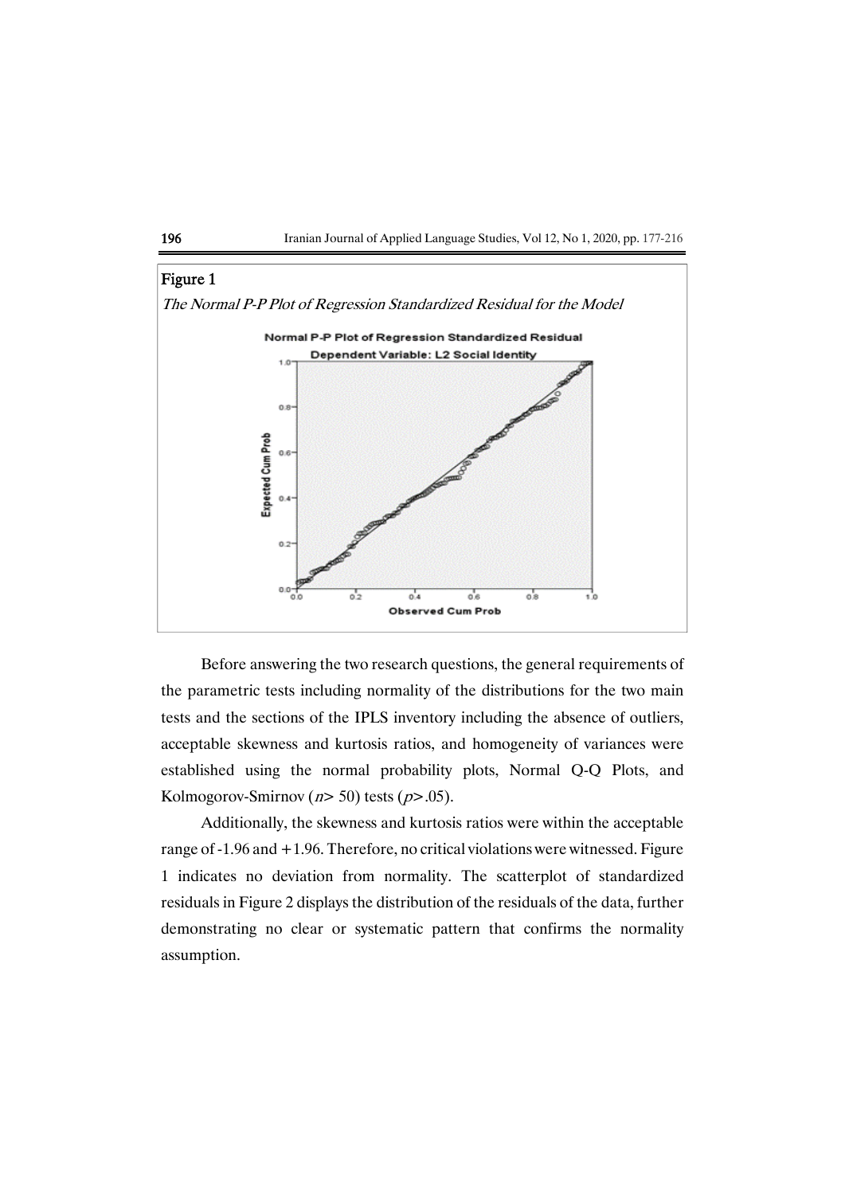**Figure 1**

*The Normal P-P Plot of Regression Standardized Residual for the Model*

Before answering the two research questions, the general requirements of the parametric tests including normality of the distributions for the two main tests and the sections of the IPLS inventory including the absence of outliers, acceptable skewness and kurtosis ratios, and homogeneity of variances were established using the normal probability plots, Normal Q-Q Plots, and Kolmogorov-Smirnov ($n > 50$) tests ($p > .05$).

Additionally, the skewness and kurtosis ratios were within the acceptable range of -1.96 and +1.96. Therefore, no critical violations were witnessed. Figure 1 indicates no deviation from normality. The scatterplot of standardized residuals in Figure 2 displays the distribution of the residuals of the data, further demonstrating no clear or systematic pattern that confirms the normality assumption.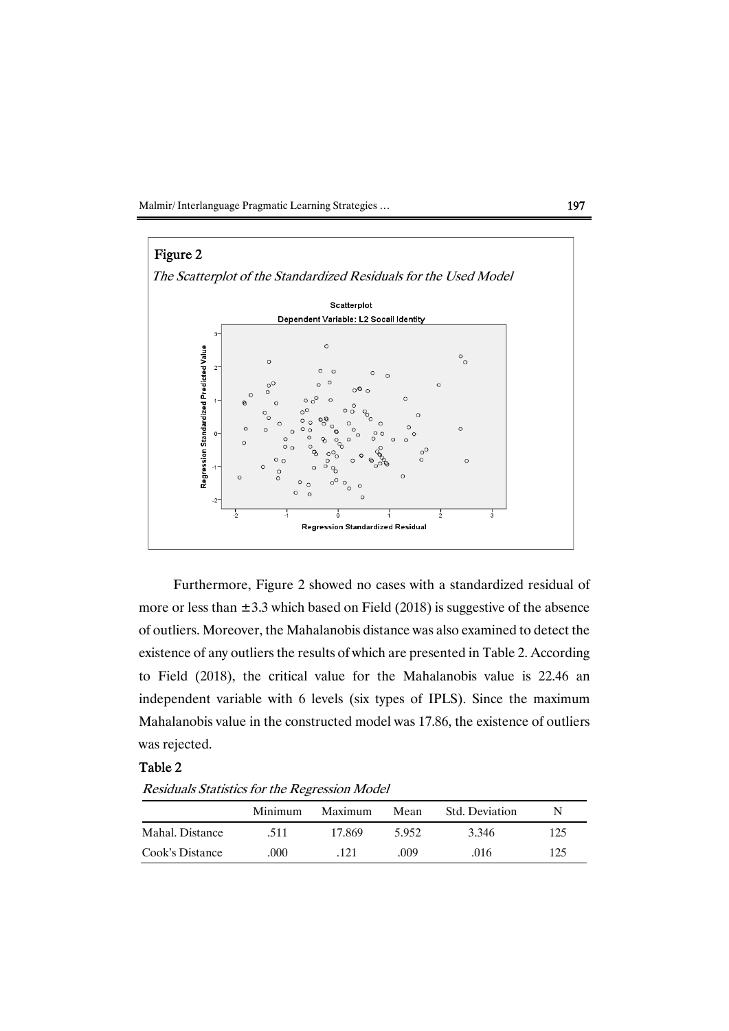**Figure 2**

*The Scatterplot of the Standardized Residuals for the Used Model*

Furthermore, Figure 2 showed no cases with a standardized residual of more or less than ±3.3 which based on Field (2018) is suggestive of the absence of outliers. Moreover, the Mahalanobis distance was also examined to detect the existence of any outliers the results of which are presented in Table 2. According to Field (2018), the critical value for the Mahalanobis value is 22.46 an independent variable with 6 levels (six types of IPLS). Since the maximum Mahalanobis value in the constructed model was 17.86, the existence of outliers was rejected.

**Table 2**

*Residuals Statistics for the Regression Model*

| | Minimum | Maximum | Mean | Std. Deviation | N |
|---|---|---|---|---|---|
| Mahal. Distance | .511 | 17.869 | 5.952 | 3.346 | 125 |
| Cook's Distance | .000 | .121 | .009 | .016 | 125 |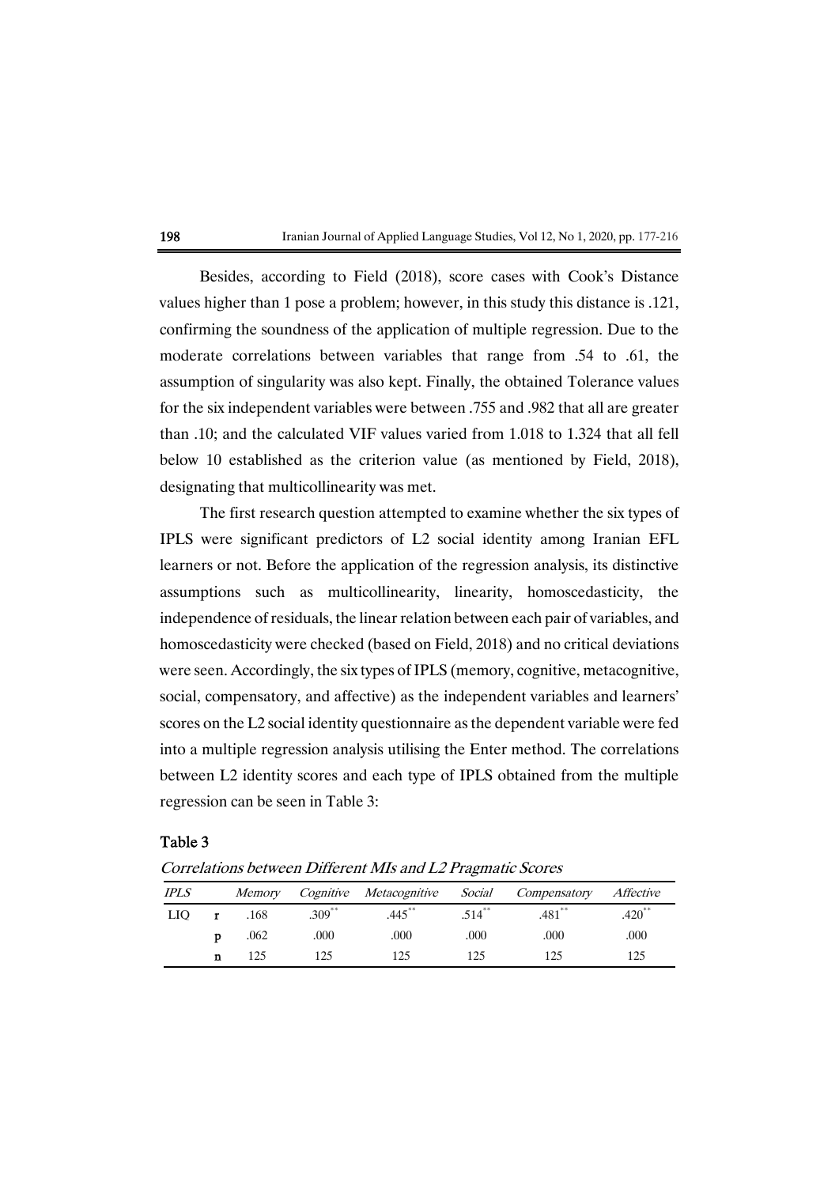Besides, according to Field (2018), score cases with Cook's Distance values higher than 1 pose a problem; however, in this study this distance is .121, confirming the soundness of the application of multiple regression. Due to the moderate correlations between variables that range from .54 to .61, the assumption of singularity was also kept. Finally, the obtained Tolerance values for the six independent variables were between .755 and .982 that all are greater than .10; and the calculated VIF values varied from 1.018 to 1.324 that all fell below 10 established as the criterion value (as mentioned by Field, 2018), designating that multicollinearity was met.

The first research question attempted to examine whether the six types of IPLS were significant predictors of L2 social identity among Iranian EFL learners or not. Before the application of the regression analysis, its distinctive assumptions such as multicollinearity, linearity, homoscedasticity, the independence of residuals, the linear relation between each pair of variables, and homoscedasticity were checked (based on Field, 2018) and no critical deviations were seen. Accordingly, the six types of IPLS (memory, cognitive, metacognitive, social, compensatory, and affective) as the independent variables and learners' scores on the L2 social identity questionnaire as the dependent variable were fed into a multiple regression analysis utilising the Enter method. The correlations between L2 identity scores and each type of IPLS obtained from the multiple regression can be seen in Table 3:

**Table 3**

*Correlations between Different MIs and L2 Pragmatic Scores*

| *IPLS* | | *Memory* | *Cognitive* | *Metacognitive* | *Social* | *Compensatory* | *Affective* |
|---|---|---|---|---|---|---|---|
| LIQ | r | .168 | .309** | .445** | .514** | .481** | .420** |
| | p | .062 | .000 | .000 | .000 | .000 | .000 |
| | n | 125 | 125 | 125 | 125 | 125 | 125 |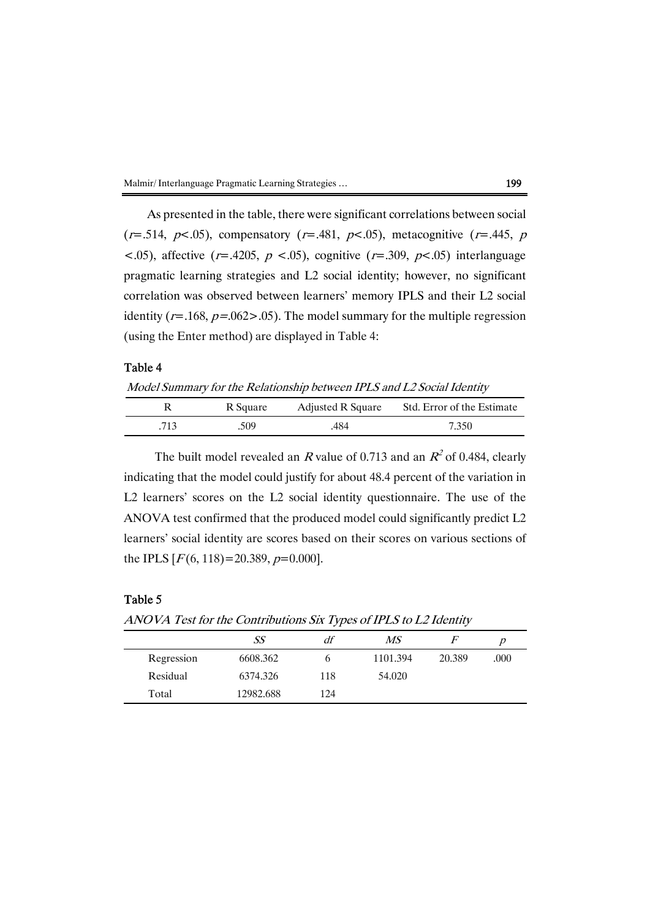As presented in the table, there were significant correlations between social ($r$=.514, $p$<.05), compensatory ($r$=.481, $p$<.05), metacognitive ($r$=.445, $p$ <.05), affective ($r$=.4205, $p$ <.05), cognitive ($r$=.309, $p$<.05) interlanguage pragmatic learning strategies and L2 social identity; however, no significant correlation was observed between learners' memory IPLS and their L2 social identity ($r$=.168, $p$=.062>.05). The model summary for the multiple regression (using the Enter method) are displayed in Table 4:

**Table 4**

*Model Summary for the Relationship between IPLS and L2 Social Identity*

| R | R Square | Adjusted R Square | Std. Error of the Estimate |
|---|---|---|---|
| .713 | .509 | .484 | 7.350 |

The built model revealed an $R$ value of 0.713 and an $R^2$ of 0.484, clearly indicating that the model could justify for about 48.4 percent of the variation in L2 learners' scores on the L2 social identity questionnaire. The use of the ANOVA test confirmed that the produced model could significantly predict L2 learners' social identity are scores based on their scores on various sections of the IPLS [$F(6, 118)$=20.389, $p$=0.000].

**Table 5**

*ANOVA Test for the Contributions Six Types of IPLS to L2 Identity*

| | *SS* | *df* | *MS* | *F* | *p* |
|---|---|---|---|---|---|
| Regression | 6608.362 | 6 | 1101.394 | 20.389 | .000 |
| Residual | 6374.326 | 118 | 54.020 | | |
| Total | 12982.688 | 124 | | | |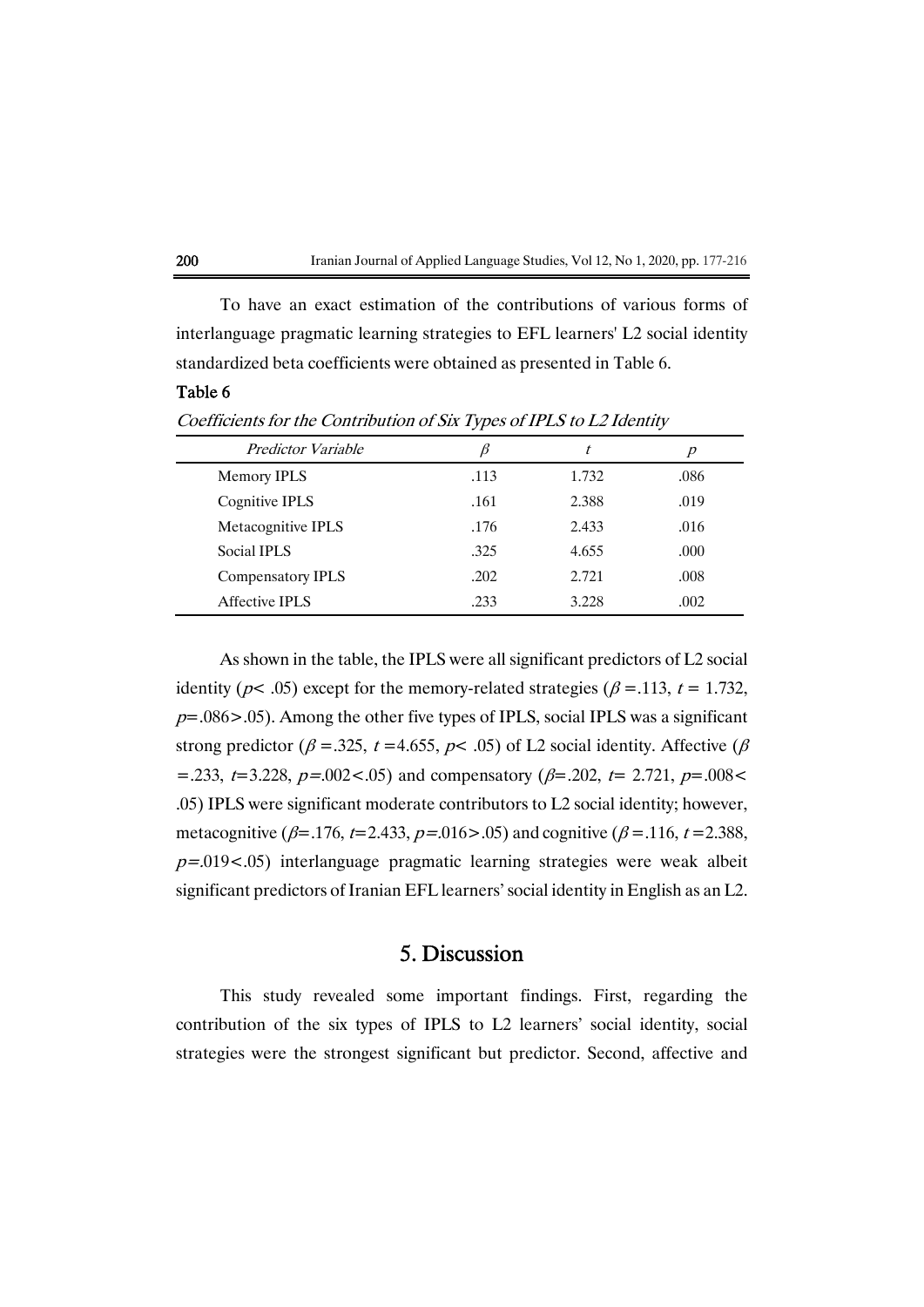To have an exact estimation of the contributions of various forms of interlanguage pragmatic learning strategies to EFL learners' L2 social identity standardized beta coefficients were obtained as presented in Table 6.

**Table 6**

*Coefficients for the Contribution of Six Types of IPLS to L2 Identity*

| *Predictor Variable* | $\beta$ | $t$ | $p$ |
|---|---|---|---|
| Memory IPLS | .113 | 1.732 | .086 |
| Cognitive IPLS | .161 | 2.388 | .019 |
| Metacognitive IPLS | .176 | 2.433 | .016 |
| Social IPLS | .325 | 4.655 | .000 |
| Compensatory IPLS | .202 | 2.721 | .008 |
| Affective IPLS | .233 | 3.228 | .002 |

As shown in the table, the IPLS were all significant predictors of L2 social identity ($p < .05$) except for the memory-related strategies ($\beta = .113$, $t = 1.732$, $p = .086 > .05$). Among the other five types of IPLS, social IPLS was a significant strong predictor ($\beta = .325$, $t = 4.655$, $p < .05$) of L2 social identity. Affective ($\beta = .233$, $t = 3.228$, $p = .002 < .05$) and compensatory ($\beta = .202$, $t = 2.721$, $p = .008 < .05$) IPLS were significant moderate contributors to L2 social identity; however, metacognitive ($\beta = .176$, $t = 2.433$, $p = .016 > .05$) and cognitive ($\beta = .116$, $t = 2.388$, $p = .019 < .05$) interlanguage pragmatic learning strategies were weak albeit significant predictors of Iranian EFL learners' social identity in English as an L2.

## 5. Discussion

This study revealed some important findings. First, regarding the contribution of the six types of IPLS to L2 learners' social identity, social strategies were the strongest significant but predictor. Second, affective and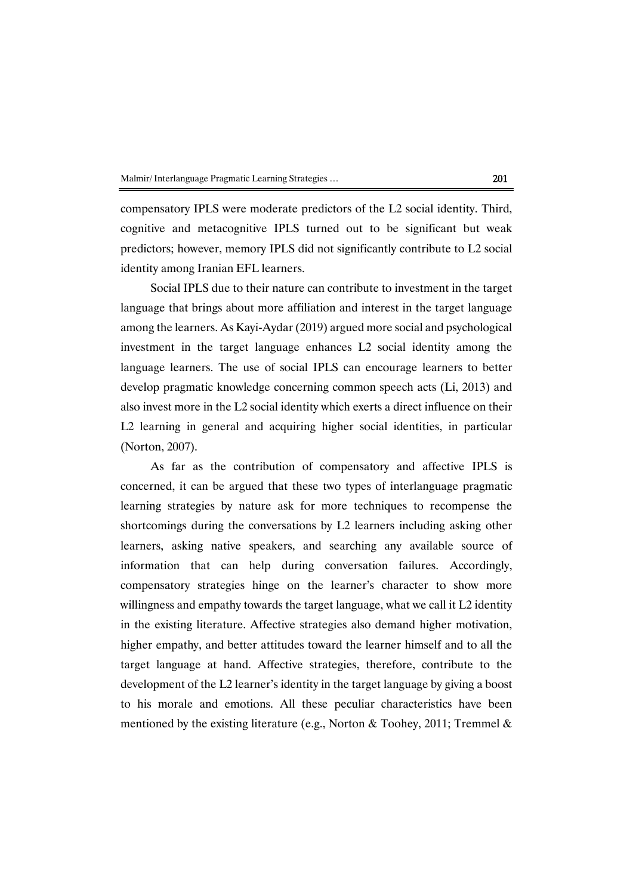compensatory IPLS were moderate predictors of the L2 social identity. Third, cognitive and metacognitive IPLS turned out to be significant but weak predictors; however, memory IPLS did not significantly contribute to L2 social identity among Iranian EFL learners.

Social IPLS due to their nature can contribute to investment in the target language that brings about more affiliation and interest in the target language among the learners. As Kayi-Aydar (2019) argued more social and psychological investment in the target language enhances L2 social identity among the language learners. The use of social IPLS can encourage learners to better develop pragmatic knowledge concerning common speech acts (Li, 2013) and also invest more in the L2 social identity which exerts a direct influence on their L2 learning in general and acquiring higher social identities, in particular (Norton, 2007).

As far as the contribution of compensatory and affective IPLS is concerned, it can be argued that these two types of interlanguage pragmatic learning strategies by nature ask for more techniques to recompense the shortcomings during the conversations by L2 learners including asking other learners, asking native speakers, and searching any available source of information that can help during conversation failures. Accordingly, compensatory strategies hinge on the learner's character to show more willingness and empathy towards the target language, what we call it L2 identity in the existing literature. Affective strategies also demand higher motivation, higher empathy, and better attitudes toward the learner himself and to all the target language at hand. Affective strategies, therefore, contribute to the development of the L2 learner's identity in the target language by giving a boost to his morale and emotions. All these peculiar characteristics have been mentioned by the existing literature (e.g., Norton & Toohey, 2011; Tremmel &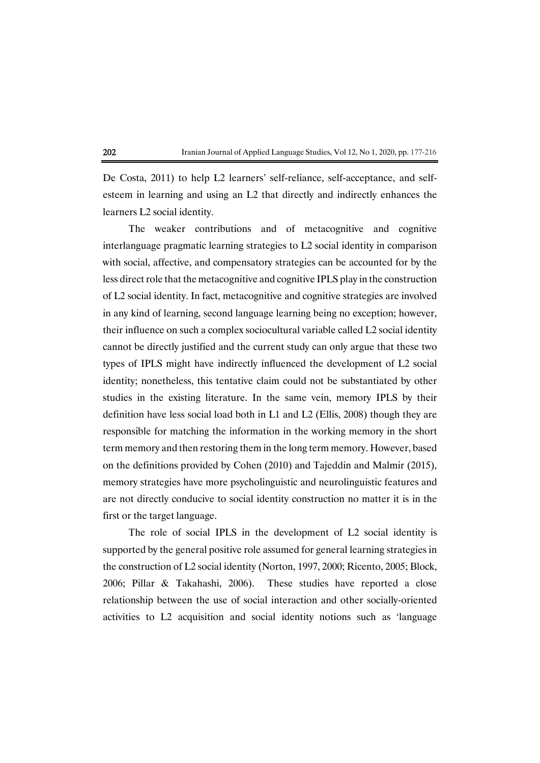De Costa, 2011) to help L2 learners' self-reliance, self-acceptance, and self-esteem in learning and using an L2 that directly and indirectly enhances the learners L2 social identity.

The weaker contributions and of metacognitive and cognitive interlanguage pragmatic learning strategies to L2 social identity in comparison with social, affective, and compensatory strategies can be accounted for by the less direct role that the metacognitive and cognitive IPLS play in the construction of L2 social identity. In fact, metacognitive and cognitive strategies are involved in any kind of learning, second language learning being no exception; however, their influence on such a complex sociocultural variable called L2 social identity cannot be directly justified and the current study can only argue that these two types of IPLS might have indirectly influenced the development of L2 social identity; nonetheless, this tentative claim could not be substantiated by other studies in the existing literature. In the same vein, memory IPLS by their definition have less social load both in L1 and L2 (Ellis, 2008) though they are responsible for matching the information in the working memory in the short term memory and then restoring them in the long term memory. However, based on the definitions provided by Cohen (2010) and Tajeddin and Malmir (2015), memory strategies have more psycholinguistic and neurolinguistic features and are not directly conducive to social identity construction no matter it is in the first or the target language.

The role of social IPLS in the development of L2 social identity is supported by the general positive role assumed for general learning strategies in the construction of L2 social identity (Norton, 1997, 2000; Ricento, 2005; Block, 2006; Pillar & Takahashi, 2006). These studies have reported a close relationship between the use of social interaction and other socially-oriented activities to L2 acquisition and social identity notions such as 'language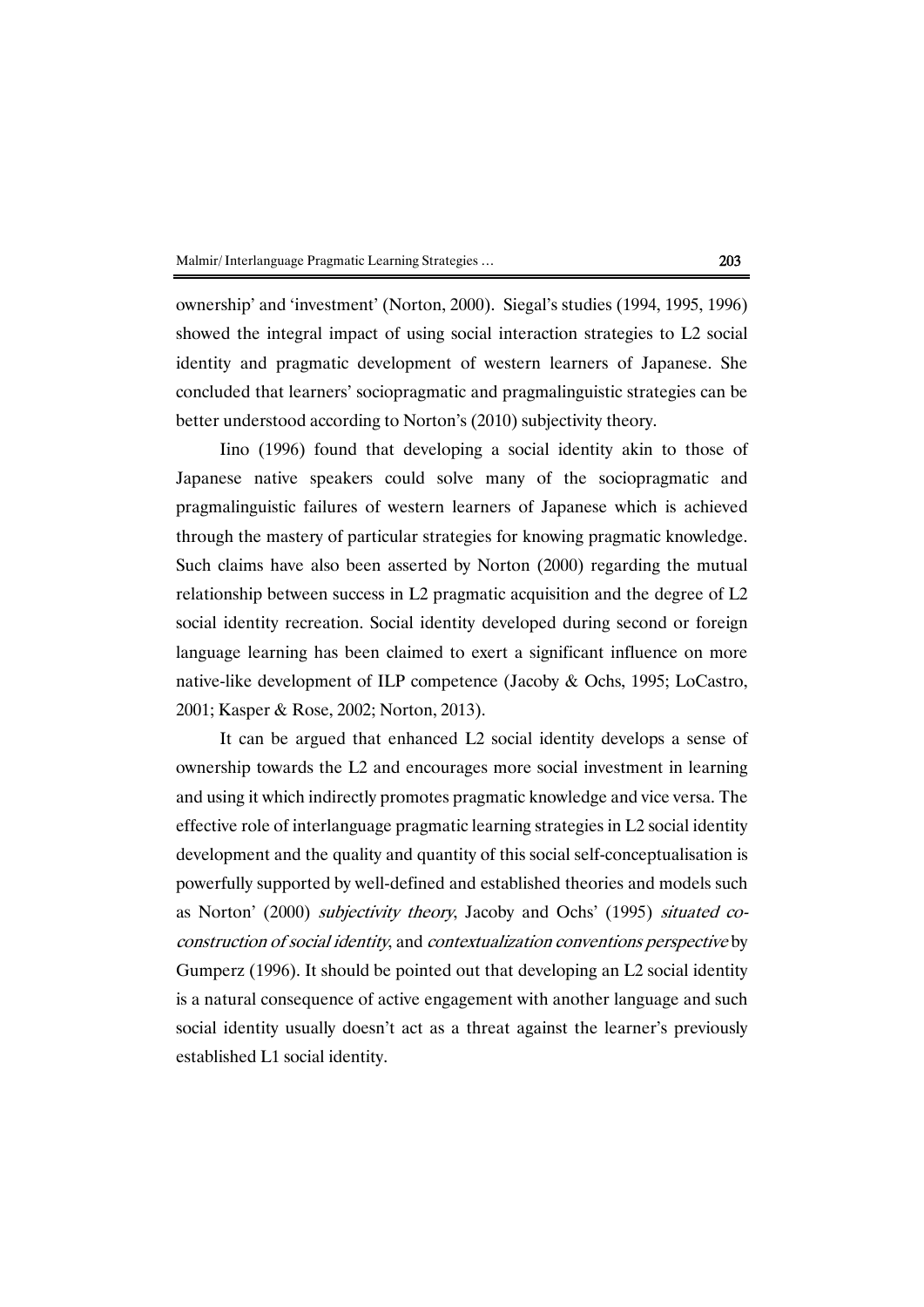ownership' and 'investment' (Norton, 2000). Siegal's studies (1994, 1995, 1996) showed the integral impact of using social interaction strategies to L2 social identity and pragmatic development of western learners of Japanese. She concluded that learners' sociopragmatic and pragmalinguistic strategies can be better understood according to Norton's (2010) subjectivity theory.

Iino (1996) found that developing a social identity akin to those of Japanese native speakers could solve many of the sociopragmatic and pragmalinguistic failures of western learners of Japanese which is achieved through the mastery of particular strategies for knowing pragmatic knowledge. Such claims have also been asserted by Norton (2000) regarding the mutual relationship between success in L2 pragmatic acquisition and the degree of L2 social identity recreation. Social identity developed during second or foreign language learning has been claimed to exert a significant influence on more native-like development of ILP competence (Jacoby & Ochs, 1995; LoCastro, 2001; Kasper & Rose, 2002; Norton, 2013).

It can be argued that enhanced L2 social identity develops a sense of ownership towards the L2 and encourages more social investment in learning and using it which indirectly promotes pragmatic knowledge and vice versa. The effective role of interlanguage pragmatic learning strategies in L2 social identity development and the quality and quantity of this social self-conceptualisation is powerfully supported by well-defined and established theories and models such as Norton' (2000) *subjectivity theory*, Jacoby and Ochs' (1995) *situated co-construction of social identity*, and *contextualization conventions perspective* by Gumperz (1996). It should be pointed out that developing an L2 social identity is a natural consequence of active engagement with another language and such social identity usually doesn't act as a threat against the learner's previously established L1 social identity.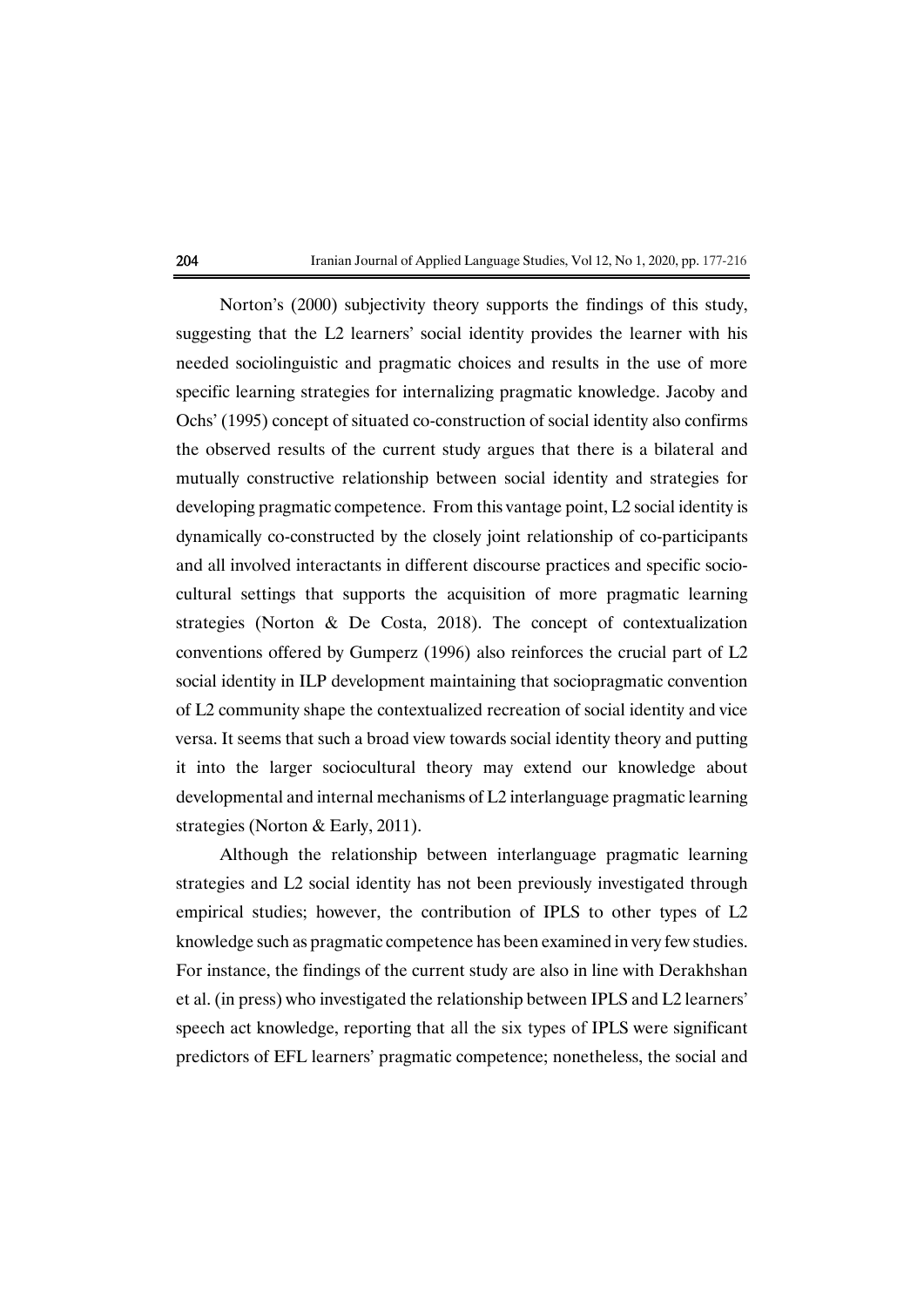Norton's (2000) subjectivity theory supports the findings of this study, suggesting that the L2 learners' social identity provides the learner with his needed sociolinguistic and pragmatic choices and results in the use of more specific learning strategies for internalizing pragmatic knowledge. Jacoby and Ochs' (1995) concept of situated co-construction of social identity also confirms the observed results of the current study argues that there is a bilateral and mutually constructive relationship between social identity and strategies for developing pragmatic competence. From this vantage point, L2 social identity is dynamically co-constructed by the closely joint relationship of co-participants and all involved interactants in different discourse practices and specific socio-cultural settings that supports the acquisition of more pragmatic learning strategies (Norton & De Costa, 2018). The concept of contextualization conventions offered by Gumperz (1996) also reinforces the crucial part of L2 social identity in ILP development maintaining that sociopragmatic convention of L2 community shape the contextualized recreation of social identity and vice versa. It seems that such a broad view towards social identity theory and putting it into the larger sociocultural theory may extend our knowledge about developmental and internal mechanisms of L2 interlanguage pragmatic learning strategies (Norton & Early, 2011).

Although the relationship between interlanguage pragmatic learning strategies and L2 social identity has not been previously investigated through empirical studies; however, the contribution of IPLS to other types of L2 knowledge such as pragmatic competence has been examined in very few studies. For instance, the findings of the current study are also in line with Derakhshan et al. (in press) who investigated the relationship between IPLS and L2 learners' speech act knowledge, reporting that all the six types of IPLS were significant predictors of EFL learners' pragmatic competence; nonetheless, the social and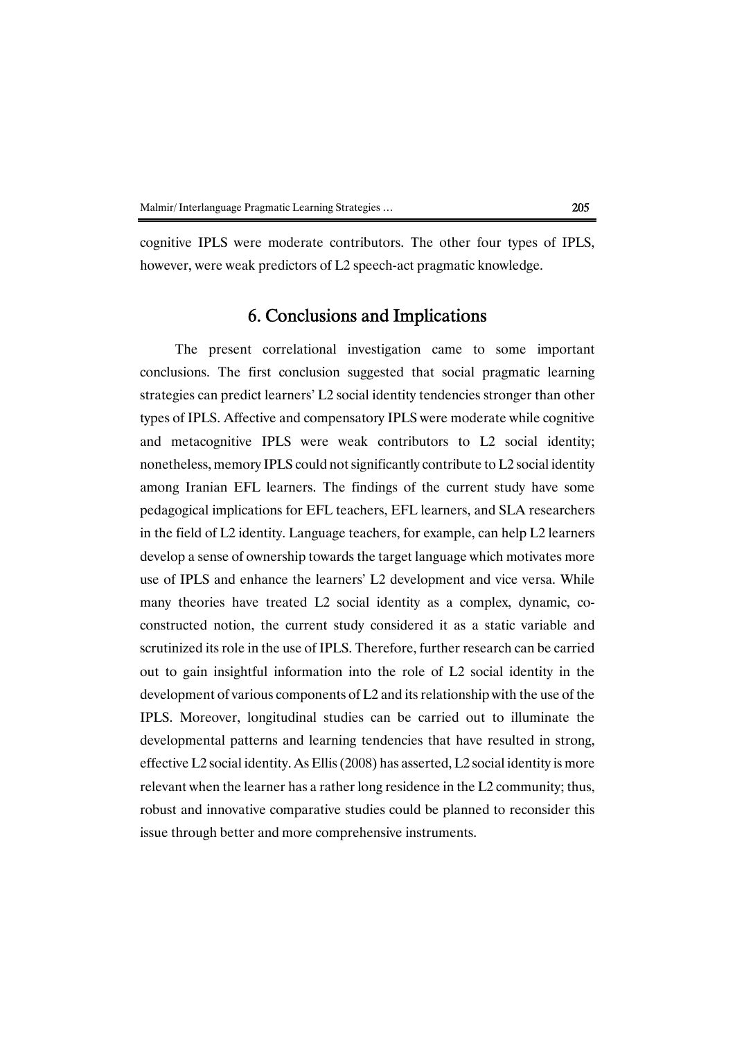cognitive IPLS were moderate contributors. The other four types of IPLS, however, were weak predictors of L2 speech-act pragmatic knowledge.

## 6. Conclusions and Implications

The present correlational investigation came to some important conclusions. The first conclusion suggested that social pragmatic learning strategies can predict learners' L2 social identity tendencies stronger than other types of IPLS. Affective and compensatory IPLS were moderate while cognitive and metacognitive IPLS were weak contributors to L2 social identity; nonetheless, memory IPLS could not significantly contribute to L2 social identity among Iranian EFL learners. The findings of the current study have some pedagogical implications for EFL teachers, EFL learners, and SLA researchers in the field of L2 identity. Language teachers, for example, can help L2 learners develop a sense of ownership towards the target language which motivates more use of IPLS and enhance the learners' L2 development and vice versa. While many theories have treated L2 social identity as a complex, dynamic, co-constructed notion, the current study considered it as a static variable and scrutinized its role in the use of IPLS. Therefore, further research can be carried out to gain insightful information into the role of L2 social identity in the development of various components of L2 and its relationship with the use of the IPLS. Moreover, longitudinal studies can be carried out to illuminate the developmental patterns and learning tendencies that have resulted in strong, effective L2 social identity. As Ellis (2008) has asserted, L2 social identity is more relevant when the learner has a rather long residence in the L2 community; thus, robust and innovative comparative studies could be planned to reconsider this issue through better and more comprehensive instruments.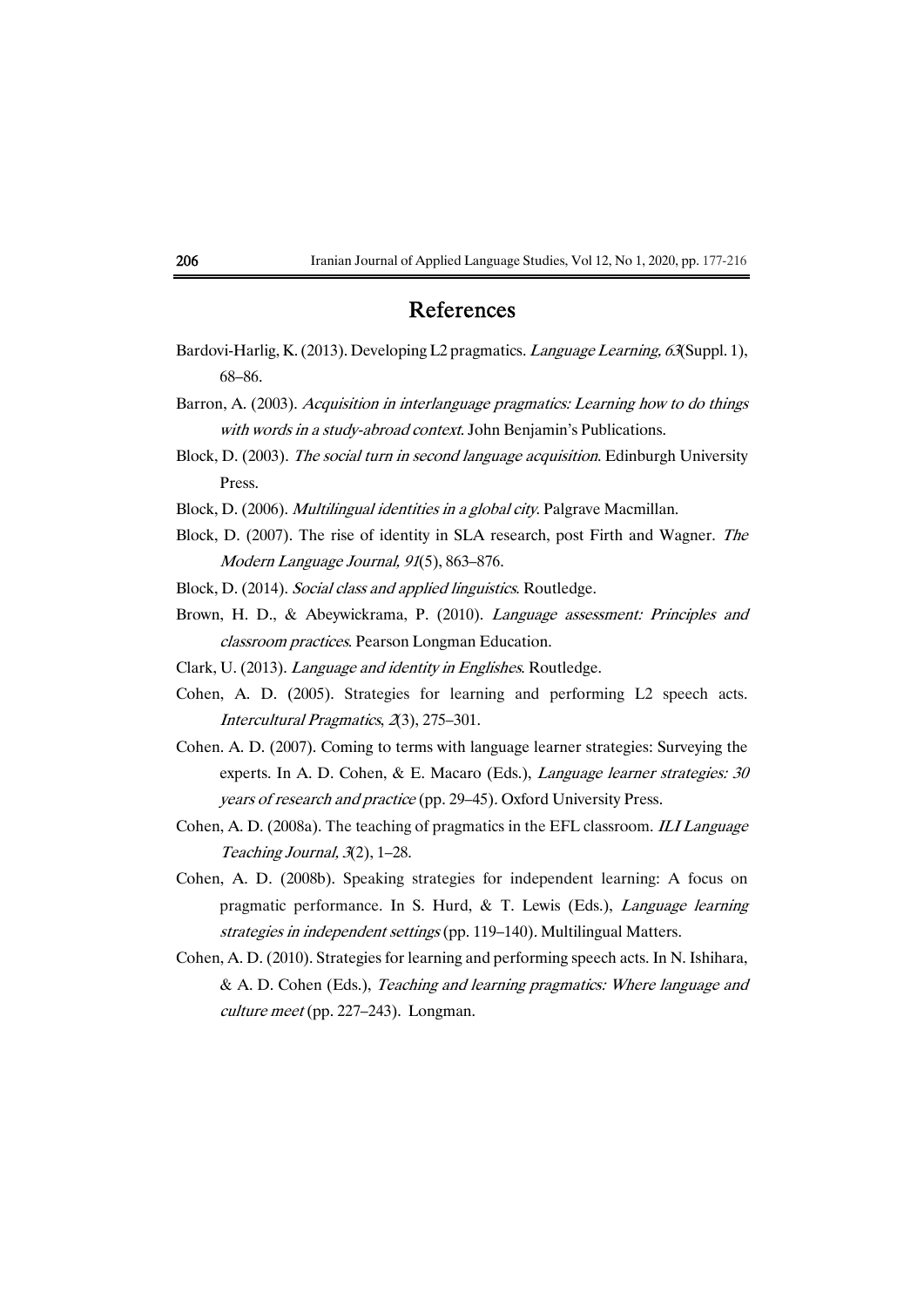## References

Bardovi-Harlig, K. (2013). Developing L2 pragmatics. *Language Learning, 63*(Suppl. 1), 68–86.

Barron, A. (2003). *Acquisition in interlanguage pragmatics: Learning how to do things with words in a study-abroad context*. John Benjamin's Publications.

Block, D. (2003). *The social turn in second language acquisition*. Edinburgh University Press.

Block, D. (2006). *Multilingual identities in a global city*. Palgrave Macmillan.

Block, D. (2007). The rise of identity in SLA research, post Firth and Wagner. *The Modern Language Journal, 91*(5), 863–876.

Block, D. (2014). *Social class and applied linguistics*. Routledge.

Brown, H. D., & Abeywickrama, P. (2010). *Language assessment: Principles and classroom practices*. Pearson Longman Education.

Clark, U. (2013). *Language and identity in Englishes*. Routledge.

Cohen, A. D. (2005). Strategies for learning and performing L2 speech acts. *Intercultural Pragmatics*, *2*(3), 275–301.

Cohen. A. D. (2007). Coming to terms with language learner strategies: Surveying the experts. In A. D. Cohen, & E. Macaro (Eds.), *Language learner strategies: 30 years of research and practice* (pp. 29–45). Oxford University Press.

Cohen, A. D. (2008a). The teaching of pragmatics in the EFL classroom. *ILI Language Teaching Journal, 3*(2), 1–28.

Cohen, A. D. (2008b). Speaking strategies for independent learning: A focus on pragmatic performance. In S. Hurd, & T. Lewis (Eds.), *Language learning strategies in independent settings* (pp. 119–140). Multilingual Matters.

Cohen, A. D. (2010). Strategies for learning and performing speech acts. In N. Ishihara, & A. D. Cohen (Eds.), *Teaching and learning pragmatics: Where language and culture meet* (pp. 227–243). Longman.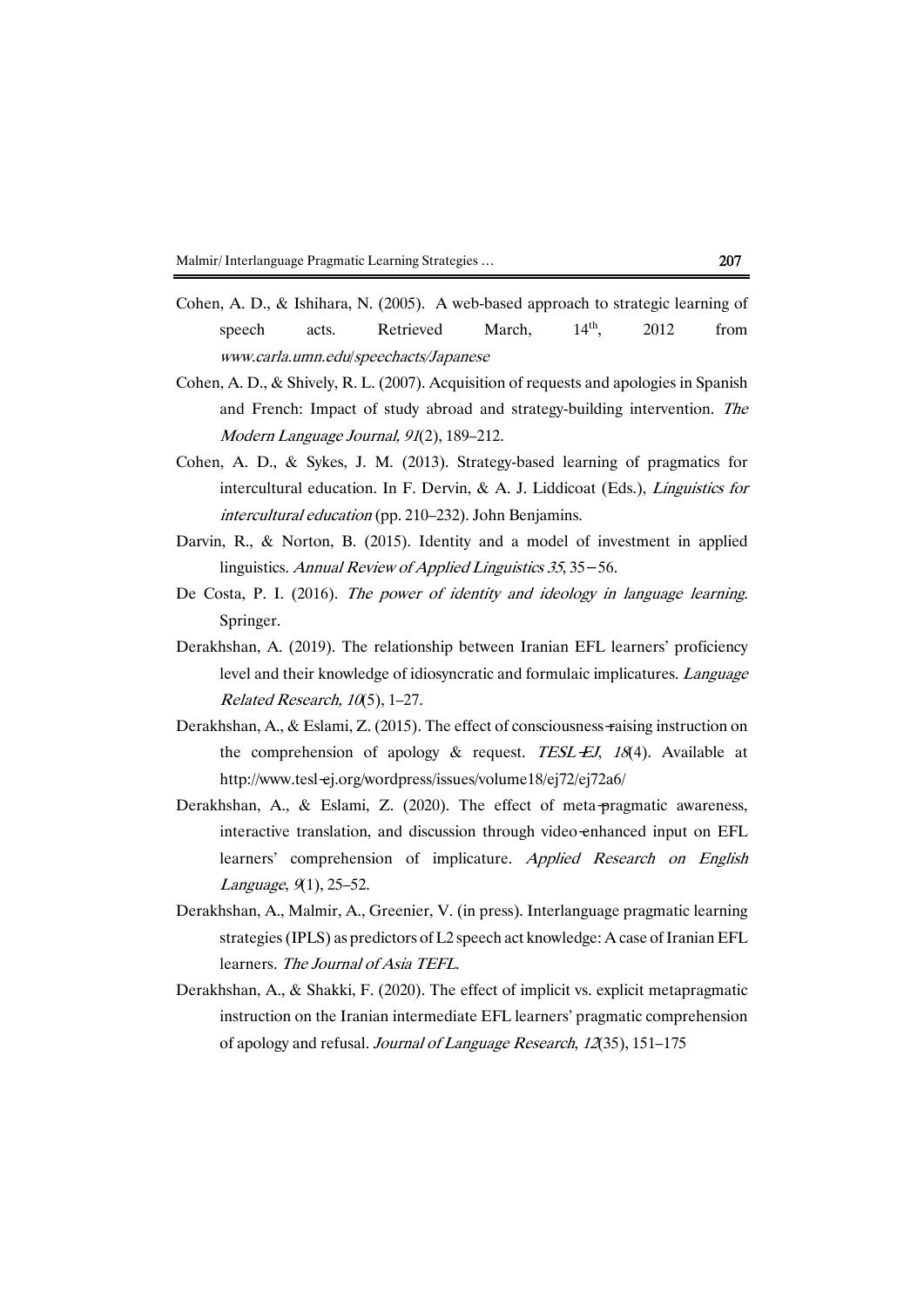Cohen, A. D., & Ishihara, N. (2005). A web-based approach to strategic learning of speech acts. Retrieved March, 14th, 2012 from *www.carla.umn.edu/speechacts/Japanese*

Cohen, A. D., & Shively, R. L. (2007). Acquisition of requests and apologies in Spanish and French: Impact of study abroad and strategy-building intervention. *The Modern Language Journal, 91*(2), 189–212.

Cohen, A. D., & Sykes, J. M. (2013). Strategy-based learning of pragmatics for intercultural education. In F. Dervin, & A. J. Liddicoat (Eds.), *Linguistics for intercultural education* (pp. 210–232). John Benjamins.

Darvin, R., & Norton, B. (2015). Identity and a model of investment in applied linguistics. *Annual Review of Applied Linguistics 35*, 35−56.

De Costa, P. I. (2016). *The power of identity and ideology in language learning*. Springer.

Derakhshan, A. (2019). The relationship between Iranian EFL learners' proficiency level and their knowledge of idiosyncratic and formulaic implicatures. *Language Related Research, 10*(5), 1–27.

Derakhshan, A., & Eslami, Z. (2015). The effect of consciousness-raising instruction on the comprehension of apology & request. *TESL-EJ*, *18*(4). Available at http://www.tesl-ej.org/wordpress/issues/volume18/ej72/ej72a6/

Derakhshan, A., & Eslami, Z. (2020). The effect of meta-pragmatic awareness, interactive translation, and discussion through video-enhanced input on EFL learners' comprehension of implicature. *Applied Research on English Language*, *9*(1), 25–52.

Derakhshan, A., Malmir, A., Greenier, V. (in press). Interlanguage pragmatic learning strategies (IPLS) as predictors of L2 speech act knowledge: A case of Iranian EFL learners. *The Journal of Asia TEFL*.

Derakhshan, A., & Shakki, F. (2020). The effect of implicit vs. explicit metapragmatic instruction on the Iranian intermediate EFL learners' pragmatic comprehension of apology and refusal. *Journal of Language Research*, *12*(35), 151–175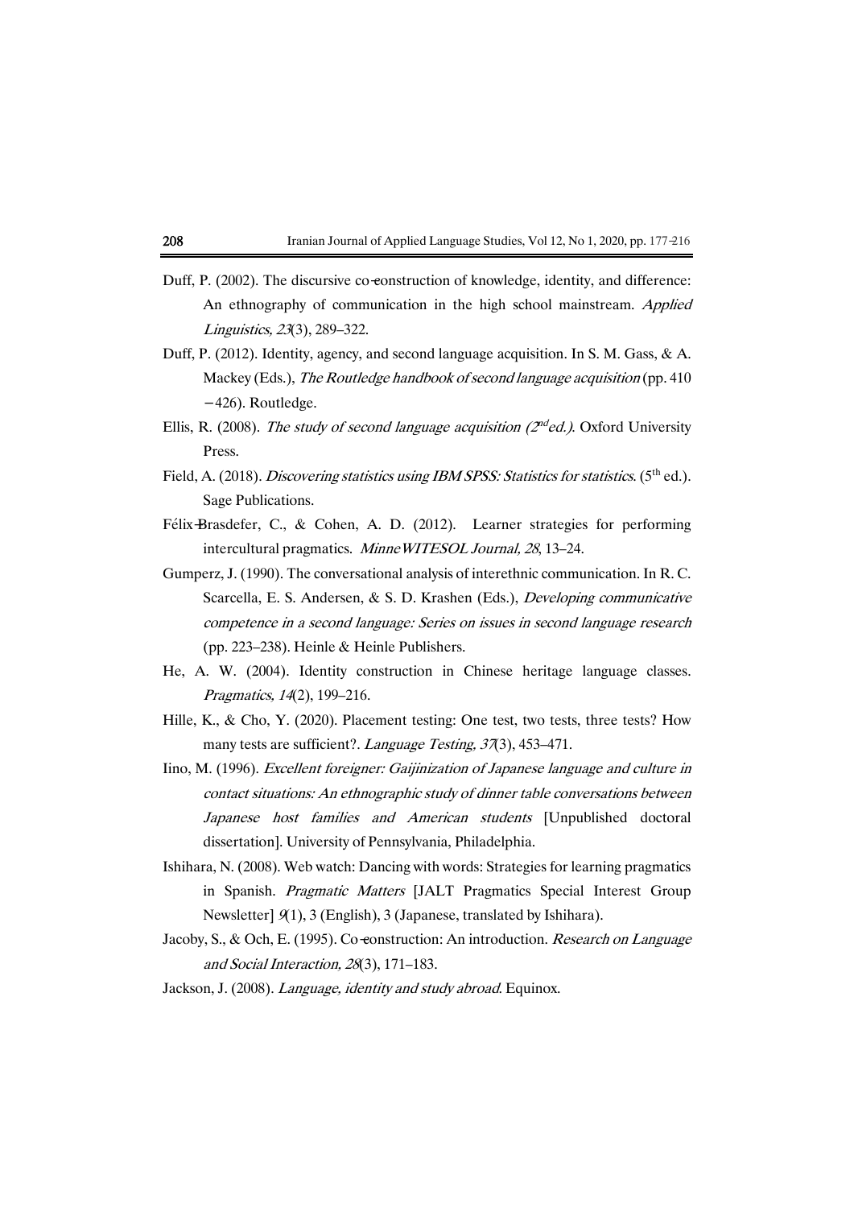Duff, P. (2002). The discursive co-construction of knowledge, identity, and difference: An ethnography of communication in the high school mainstream. *Applied Linguistics, 23*(3), 289–322.

Duff, P. (2012). Identity, agency, and second language acquisition. In S. M. Gass, & A. Mackey (Eds.), *The Routledge handbook of second language acquisition* (pp. 410 −426). Routledge.

Ellis, R. (2008). *The study of second language acquisition (2nd ed.).* Oxford University Press.

Field, A. (2018). *Discovering statistics using IBM SPSS: Statistics for statistics.* (5th ed.). Sage Publications.

Félix-Brasdefer, C., & Cohen, A. D. (2012). Learner strategies for performing intercultural pragmatics. *MinneWITESOL Journal, 28*, 13–24.

Gumperz, J. (1990). The conversational analysis of interethnic communication. In R. C. Scarcella, E. S. Andersen, & S. D. Krashen (Eds.), *Developing communicative competence in a second language: Series on issues in second language research* (pp. 223–238). Heinle & Heinle Publishers.

He, A. W. (2004). Identity construction in Chinese heritage language classes. *Pragmatics, 14*(2), 199–216.

Hille, K., & Cho, Y. (2020). Placement testing: One test, two tests, three tests? How many tests are sufficient?. *Language Testing, 37*(3), 453–471.

Iino, M. (1996). *Excellent foreigner: Gaijinization of Japanese language and culture in contact situations: An ethnographic study of dinner table conversations between Japanese host families and American students* [Unpublished doctoral dissertation]. University of Pennsylvania, Philadelphia.

Ishihara, N. (2008). Web watch: Dancing with words: Strategies for learning pragmatics in Spanish. *Pragmatic Matters* [JALT Pragmatics Special Interest Group Newsletter] *9*(1), 3 (English), 3 (Japanese, translated by Ishihara).

Jacoby, S., & Och, E. (1995). Co-construction: An introduction. *Research on Language and Social Interaction, 28*(3), 171–183.

Jackson, J. (2008). *Language, identity and study abroad.* Equinox.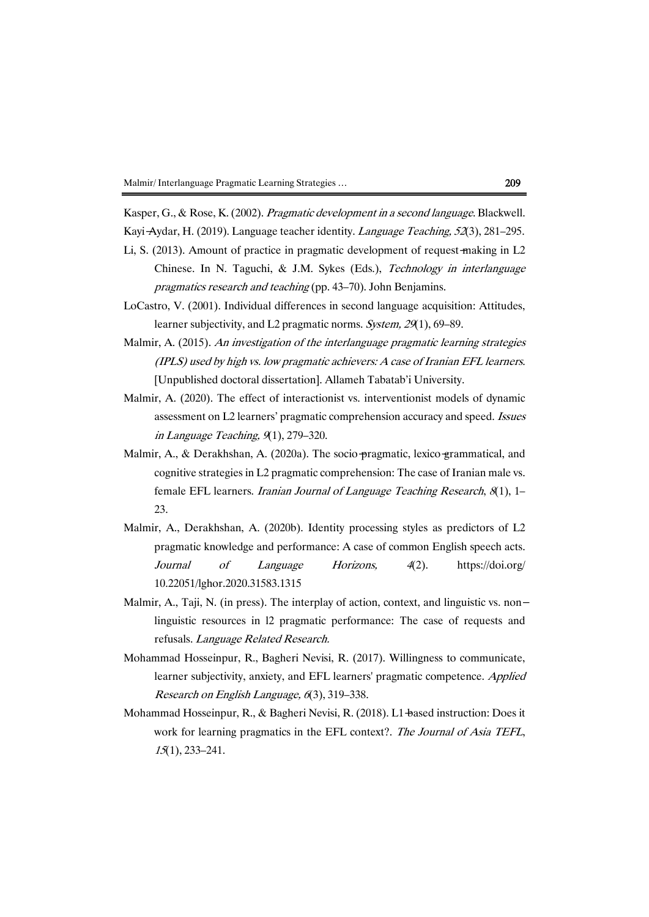Kasper, G., & Rose, K. (2002). *Pragmatic development in a second language*. Blackwell.

Kayi-Aydar, H. (2019). Language teacher identity. *Language Teaching, 52*(3), 281–295.

Li, S. (2013). Amount of practice in pragmatic development of request-making in L2 Chinese. In N. Taguchi, & J.M. Sykes (Eds.), *Technology in interlanguage pragmatics research and teaching* (pp. 43–70). John Benjamins.

LoCastro, V. (2001). Individual differences in second language acquisition: Attitudes, learner subjectivity, and L2 pragmatic norms. *System, 29*(1), 69–89.

Malmir, A. (2015). *An investigation of the interlanguage pragmatic learning strategies (IPLS) used by high vs. low pragmatic achievers: A case of Iranian EFL learners*. [Unpublished doctoral dissertation]. Allameh Tabatab'i University.

Malmir, A. (2020). The effect of interactionist vs. interventionist models of dynamic assessment on L2 learners' pragmatic comprehension accuracy and speed. *Issues in Language Teaching, 9*(1), 279–320.

Malmir, A., & Derakhshan, A. (2020a). The socio-pragmatic, lexico-grammatical, and cognitive strategies in L2 pragmatic comprehension: The case of Iranian male vs. female EFL learners. *Iranian Journal of Language Teaching Research*, *8*(1), 1–23.

Malmir, A., Derakhshan, A. (2020b). Identity processing styles as predictors of L2 pragmatic knowledge and performance: A case of common English speech acts. *Journal of Language Horizons, 4*(2). https://doi.org/10.22051/lghor.2020.31583.1315

Malmir, A., Taji, N. (in press). The interplay of action, context, and linguistic vs. non-linguistic resources in l2 pragmatic performance: The case of requests and refusals. *Language Related Research*.

Mohammad Hosseinpur, R., Bagheri Nevisi, R. (2017). Willingness to communicate, learner subjectivity, anxiety, and EFL learners' pragmatic competence. *Applied Research on English Language, 6*(3), 319–338.

Mohammad Hosseinpur, R., & Bagheri Nevisi, R. (2018). L1-based instruction: Does it work for learning pragmatics in the EFL context?. *The Journal of Asia TEFL*, *15*(1), 233–241.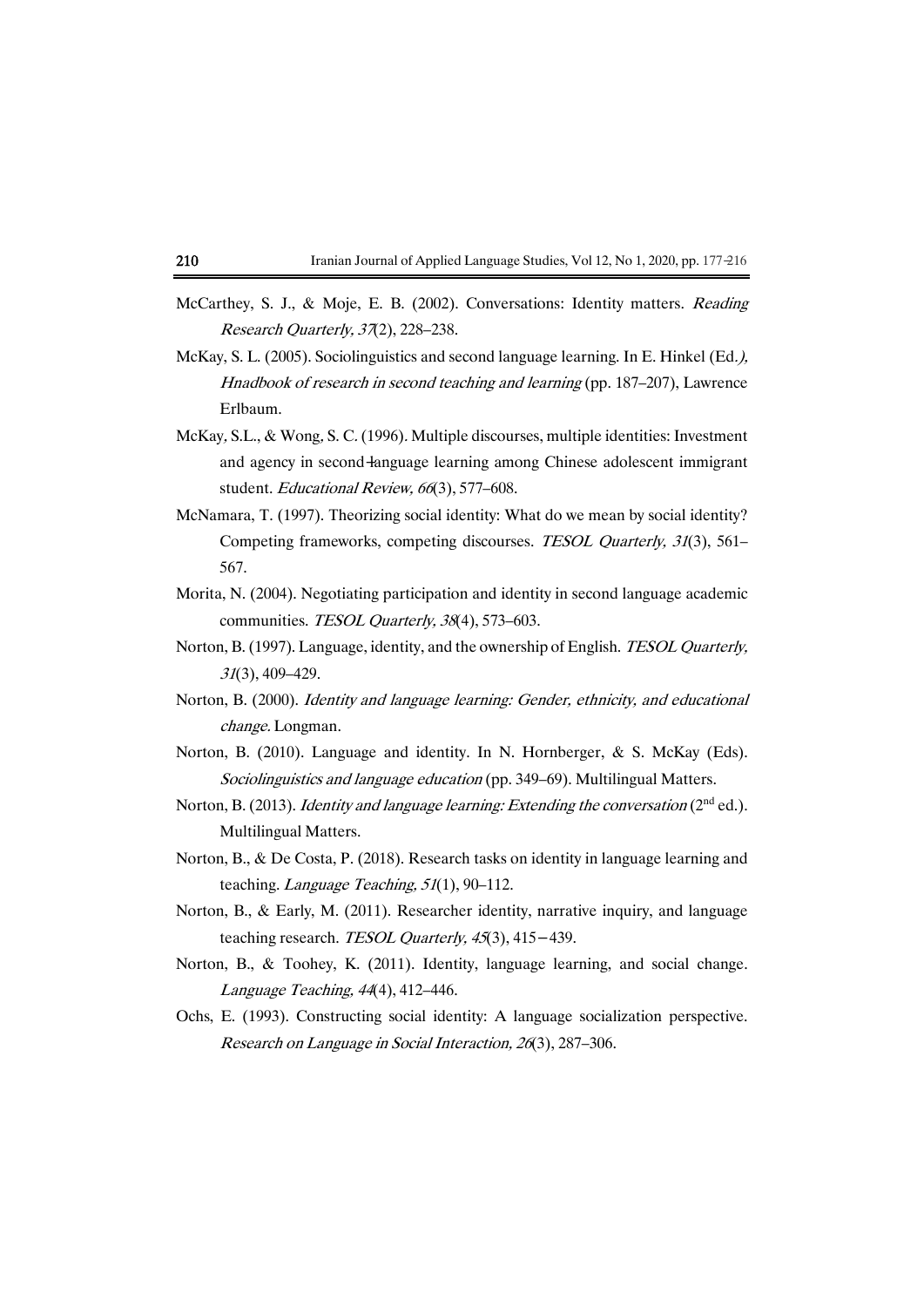McCarthey, S. J., & Moje, E. B. (2002). Conversations: Identity matters. *Reading Research Quarterly, 37*(2), 228–238.

McKay, S. L. (2005). Sociolinguistics and second language learning. In E. Hinkel (Ed.*),* *Hnadbook of research in second teaching and learning* (pp. 187–207), Lawrence Erlbaum.

McKay, S.L., & Wong, S. C. (1996). Multiple discourses, multiple identities: Investment and agency in second-language learning among Chinese adolescent immigrant student. *Educational Review, 66*(3), 577–608.

McNamara, T. (1997). Theorizing social identity: What do we mean by social identity? Competing frameworks, competing discourses. *TESOL Quarterly, 31*(3), 561–567.

Morita, N. (2004). Negotiating participation and identity in second language academic communities. *TESOL Quarterly, 38*(4), 573–603.

Norton, B. (1997). Language, identity, and the ownership of English. *TESOL Quarterly, 31*(3), 409–429.

Norton, B. (2000). *Identity and language learning: Gender, ethnicity, and educational change*. Longman.

Norton, B. (2010). Language and identity. In N. Hornberger, & S. McKay (Eds). *Sociolinguistics and language education* (pp. 349–69). Multilingual Matters.

Norton, B. (2013). *Identity and language learning: Extending the conversation* (2nd ed.). Multilingual Matters.

Norton, B., & De Costa, P. (2018). Research tasks on identity in language learning and teaching. *Language Teaching, 51*(1), 90–112.

Norton, B., & Early, M. (2011). Researcher identity, narrative inquiry, and language teaching research. *TESOL Quarterly, 45*(3), 415–439.

Norton, B., & Toohey, K. (2011). Identity, language learning, and social change. *Language Teaching, 44*(4), 412–446.

Ochs, E. (1993). Constructing social identity: A language socialization perspective. *Research on Language in Social Interaction, 26*(3), 287–306.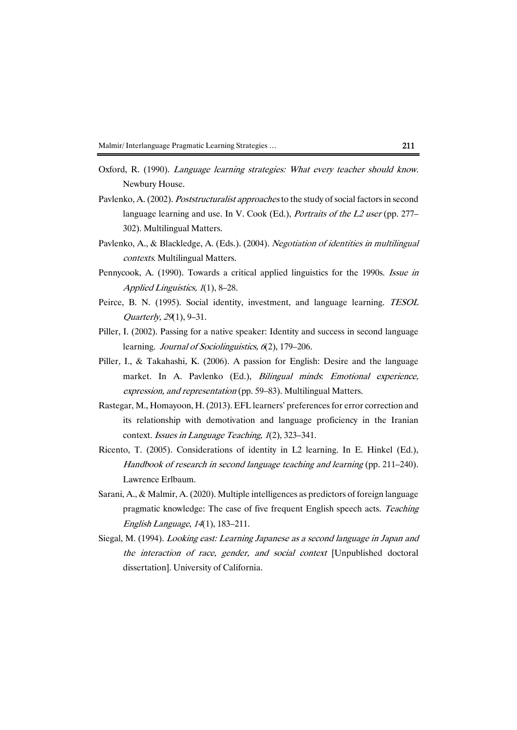Oxford, R. (1990). *Language learning strategies: What every teacher should know.* Newbury House.

Pavlenko, A. (2002). *Poststructuralist approaches* to the study of social factors in second language learning and use. In V. Cook (Ed.), *Portraits of the L2 user* (pp. 277–302). Multilingual Matters.

Pavlenko, A., & Blackledge, A. (Eds.). (2004). *Negotiation of identities in multilingual contexts*. Multilingual Matters.

Pennycook, A. (1990). Towards a critical applied linguistics for the 1990s. *Issue in Applied Linguistics, 1*(1), 8–28.

Peirce, B. N. (1995). Social identity, investment, and language learning. *TESOL Quarterly, 29*(1), 9–31.

Piller, I. (2002). Passing for a native speaker: Identity and success in second language learning. *Journal of Sociolinguistics, 6*(2), 179–206.

Piller, I., & Takahashi, K. (2006). A passion for English: Desire and the language market. In A. Pavlenko (Ed.), *Bilingual minds: Emotional experience, expression, and representation* (pp. 59–83). Multilingual Matters.

Rastegar, M., Homayoon, H. (2013). EFL learners' preferences for error correction and its relationship with demotivation and language proficiency in the Iranian context. *Issues in Language Teaching, 1*(2), 323–341.

Ricento, T. (2005). Considerations of identity in L2 learning. In E. Hinkel (Ed.), *Handbook of research in second language teaching and learning* (pp. 211–240). Lawrence Erlbaum.

Sarani, A., & Malmir, A. (2020). Multiple intelligences as predictors of foreign language pragmatic knowledge: The case of five frequent English speech acts. *Teaching English Language*, *14*(1), 183–211.

Siegal, M. (1994). *Looking east: Learning Japanese as a second language in Japan and the interaction of race, gender, and social context* [Unpublished doctoral dissertation]. University of California.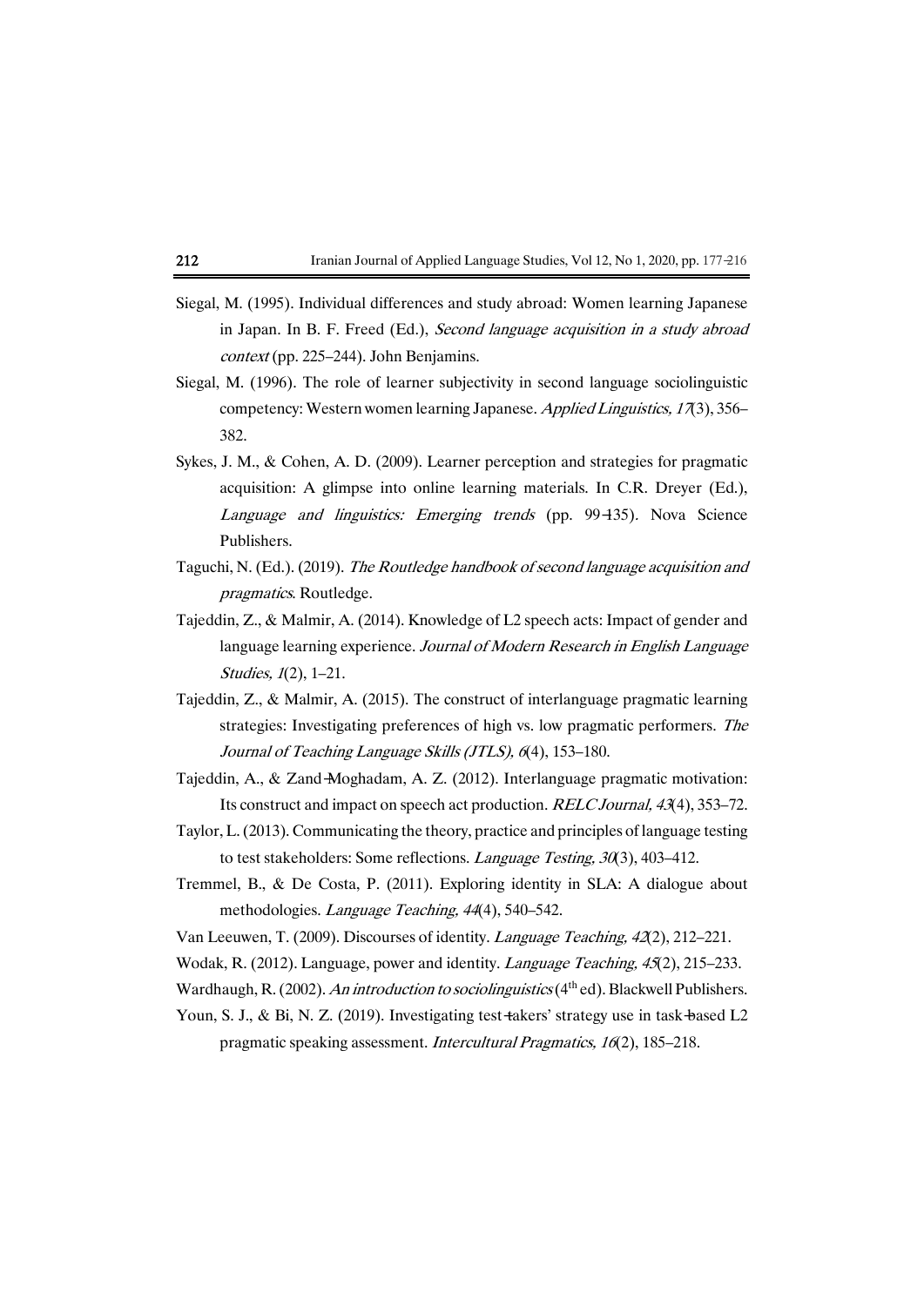Siegal, M. (1995). Individual differences and study abroad: Women learning Japanese in Japan. In B. F. Freed (Ed.), *Second language acquisition in a study abroad context* (pp. 225–244). John Benjamins.

Siegal, M. (1996). The role of learner subjectivity in second language sociolinguistic competency: Western women learning Japanese. *Applied Linguistics, 17*(3), 356–382.

Sykes, J. M., & Cohen, A. D. (2009). Learner perception and strategies for pragmatic acquisition: A glimpse into online learning materials. In C.R. Dreyer (Ed.), *Language and linguistics: Emerging trends* (pp. 99-135). Nova Science Publishers.

Taguchi, N. (Ed.). (2019). *The Routledge handbook of second language acquisition and pragmatics*. Routledge.

Tajeddin, Z., & Malmir, A. (2014). Knowledge of L2 speech acts: Impact of gender and language learning experience. *Journal of Modern Research in English Language Studies, 1*(2), 1–21.

Tajeddin, Z., & Malmir, A. (2015). The construct of interlanguage pragmatic learning strategies: Investigating preferences of high vs. low pragmatic performers. *The Journal of Teaching Language Skills (JTLS), 6*(4), 153–180.

Tajeddin, A., & Zand-Moghadam, A. Z. (2012). Interlanguage pragmatic motivation: Its construct and impact on speech act production. *RELC Journal, 43*(4), 353–72.

Taylor, L. (2013). Communicating the theory, practice and principles of language testing to test stakeholders: Some reflections. *Language Testing, 30*(3), 403–412.

Tremmel, B., & De Costa, P. (2011). Exploring identity in SLA: A dialogue about methodologies. *Language Teaching, 44*(4), 540–542.

Van Leeuwen, T. (2009). Discourses of identity. *Language Teaching, 42*(2), 212–221.

Wodak, R. (2012). Language, power and identity. *Language Teaching, 45*(2), 215–233.

Wardhaugh, R. (2002). *An introduction to sociolinguistics* (4th ed). Blackwell Publishers.

Youn, S. J., & Bi, N. Z. (2019). Investigating test-takers' strategy use in task-based L2 pragmatic speaking assessment. *Intercultural Pragmatics, 16*(2), 185–218.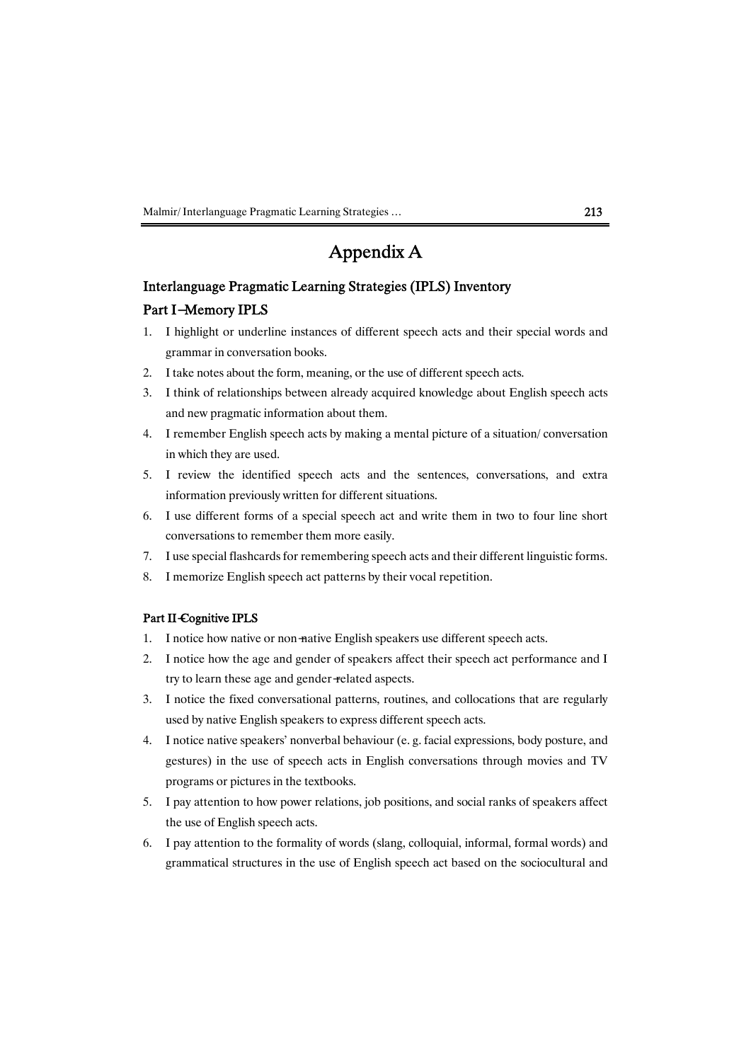# Appendix A

## Interlanguage Pragmatic Learning Strategies (IPLS) Inventory

### Part I–Memory IPLS

1. I highlight or underline instances of different speech acts and their special words and grammar in conversation books.
2. I take notes about the form, meaning, or the use of different speech acts.
3. I think of relationships between already acquired knowledge about English speech acts and new pragmatic information about them.
4. I remember English speech acts by making a mental picture of a situation/ conversation in which they are used.
5. I review the identified speech acts and the sentences, conversations, and extra information previously written for different situations.
6. I use different forms of a special speech act and write them in two to four line short conversations to remember them more easily.
7. I use special flashcards for remembering speech acts and their different linguistic forms.
8. I memorize English speech act patterns by their vocal repetition.

### Part II–Cognitive IPLS

1. I notice how native or non-native English speakers use different speech acts.
2. I notice how the age and gender of speakers affect their speech act performance and I try to learn these age and gender-related aspects.
3. I notice the fixed conversational patterns, routines, and collocations that are regularly used by native English speakers to express different speech acts.
4. I notice native speakers' nonverbal behaviour (e. g. facial expressions, body posture, and gestures) in the use of speech acts in English conversations through movies and TV programs or pictures in the textbooks.
5. I pay attention to how power relations, job positions, and social ranks of speakers affect the use of English speech acts.
6. I pay attention to the formality of words (slang, colloquial, informal, formal words) and grammatical structures in the use of English speech act based on the sociocultural and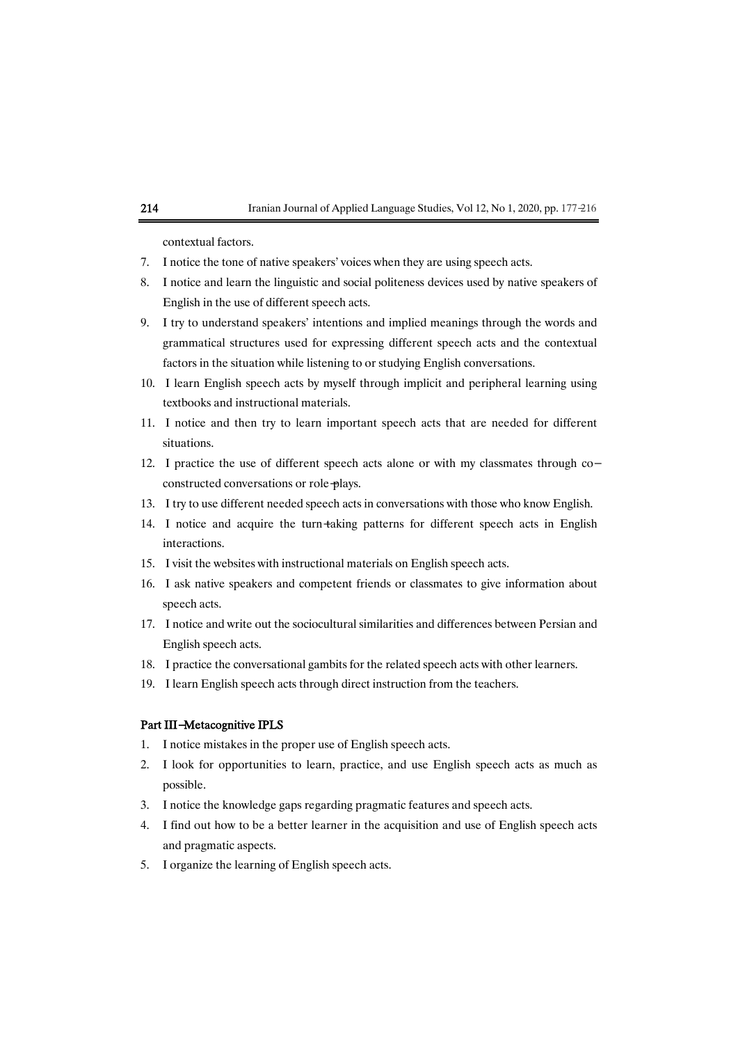contextual factors.

7. I notice the tone of native speakers' voices when they are using speech acts.
8. I notice and learn the linguistic and social politeness devices used by native speakers of English in the use of different speech acts.
9. I try to understand speakers' intentions and implied meanings through the words and grammatical structures used for expressing different speech acts and the contextual factors in the situation while listening to or studying English conversations.
10. I learn English speech acts by myself through implicit and peripheral learning using textbooks and instructional materials.
11. I notice and then try to learn important speech acts that are needed for different situations.
12. I practice the use of different speech acts alone or with my classmates through co-constructed conversations or role-plays.
13. I try to use different needed speech acts in conversations with those who know English.
14. I notice and acquire the turn-taking patterns for different speech acts in English interactions.
15. I visit the websites with instructional materials on English speech acts.
16. I ask native speakers and competent friends or classmates to give information about speech acts.
17. I notice and write out the sociocultural similarities and differences between Persian and English speech acts.
18. I practice the conversational gambits for the related speech acts with other learners.
19. I learn English speech acts through direct instruction from the teachers.

**Part III–Metacognitive IPLS**

1. I notice mistakes in the proper use of English speech acts.
2. I look for opportunities to learn, practice, and use English speech acts as much as possible.
3. I notice the knowledge gaps regarding pragmatic features and speech acts.
4. I find out how to be a better learner in the acquisition and use of English speech acts and pragmatic aspects.
5. I organize the learning of English speech acts.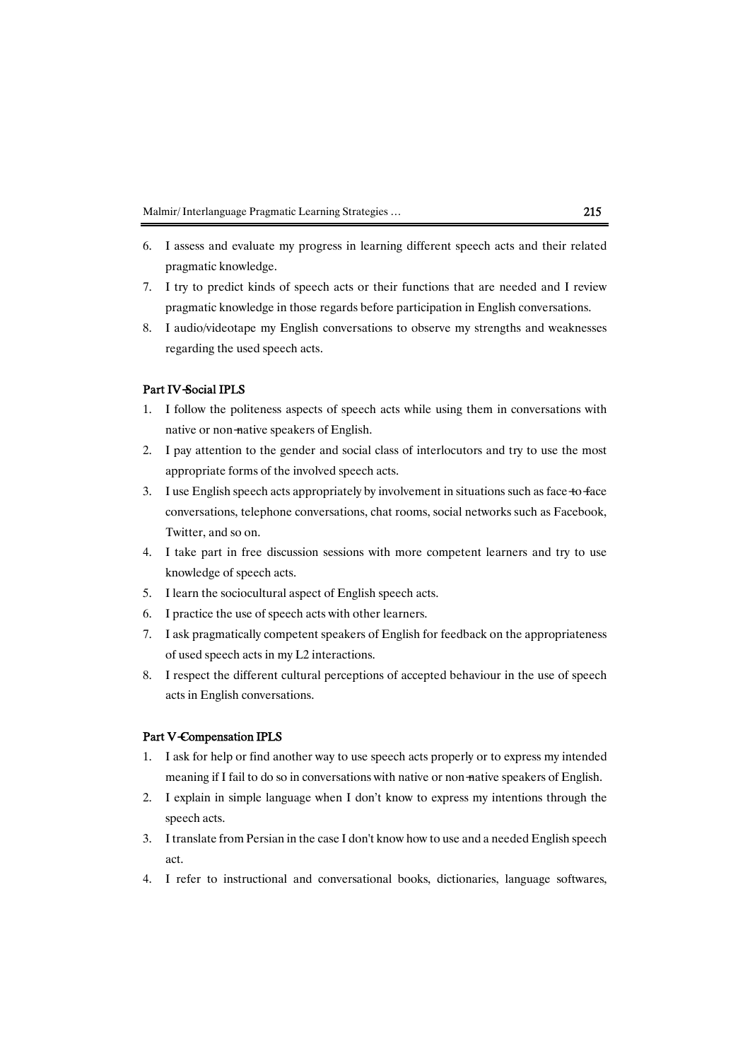6. I assess and evaluate my progress in learning different speech acts and their related pragmatic knowledge.
7. I try to predict kinds of speech acts or their functions that are needed and I review pragmatic knowledge in those regards before participation in English conversations.
8. I audio/videotape my English conversations to observe my strengths and weaknesses regarding the used speech acts.

**Part IV-Social IPLS**

1. I follow the politeness aspects of speech acts while using them in conversations with native or non-native speakers of English.
2. I pay attention to the gender and social class of interlocutors and try to use the most appropriate forms of the involved speech acts.
3. I use English speech acts appropriately by involvement in situations such as face-to-face conversations, telephone conversations, chat rooms, social networks such as Facebook, Twitter, and so on.
4. I take part in free discussion sessions with more competent learners and try to use knowledge of speech acts.
5. I learn the sociocultural aspect of English speech acts.
6. I practice the use of speech acts with other learners.
7. I ask pragmatically competent speakers of English for feedback on the appropriateness of used speech acts in my L2 interactions.
8. I respect the different cultural perceptions of accepted behaviour in the use of speech acts in English conversations.

**Part V-Compensation IPLS**

1. I ask for help or find another way to use speech acts properly or to express my intended meaning if I fail to do so in conversations with native or non-native speakers of English.
2. I explain in simple language when I don't know to express my intentions through the speech acts.
3. I translate from Persian in the case I don't know how to use and a needed English speech act.
4. I refer to instructional and conversational books, dictionaries, language softwares,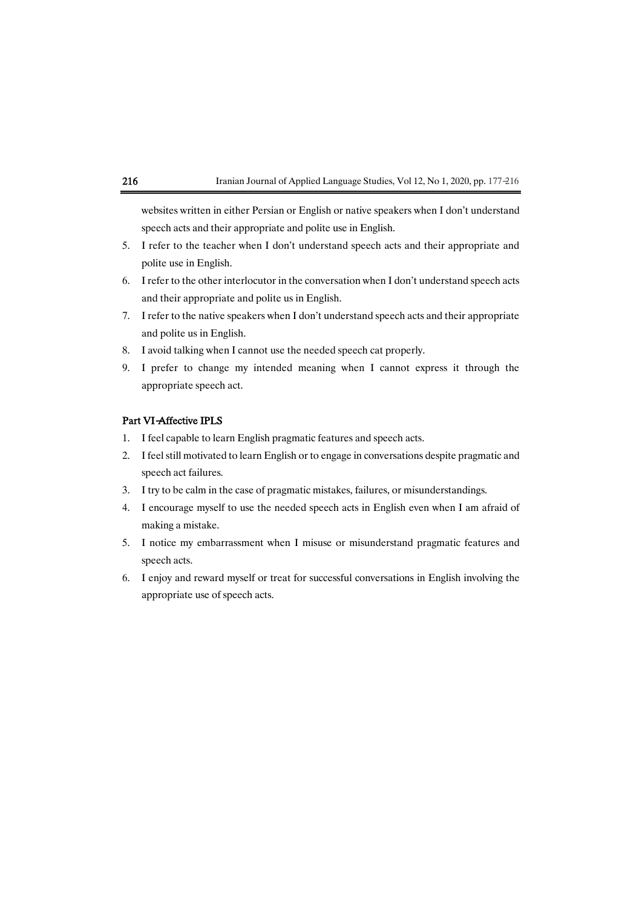websites written in either Persian or English or native speakers when I don't understand speech acts and their appropriate and polite use in English.

5. I refer to the teacher when I don't understand speech acts and their appropriate and polite use in English.
6. I refer to the other interlocutor in the conversation when I don't understand speech acts and their appropriate and polite us in English.
7. I refer to the native speakers when I don't understand speech acts and their appropriate and polite us in English.
8. I avoid talking when I cannot use the needed speech cat properly.
9. I prefer to change my intended meaning when I cannot express it through the appropriate speech act.

**Part VI-Affective IPLS**

1. I feel capable to learn English pragmatic features and speech acts.
2. I feel still motivated to learn English or to engage in conversations despite pragmatic and speech act failures.
3. I try to be calm in the case of pragmatic mistakes, failures, or misunderstandings.
4. I encourage myself to use the needed speech acts in English even when I am afraid of making a mistake.
5. I notice my embarrassment when I misuse or misunderstand pragmatic features and speech acts.
6. I enjoy and reward myself or treat for successful conversations in English involving the appropriate use of speech acts.